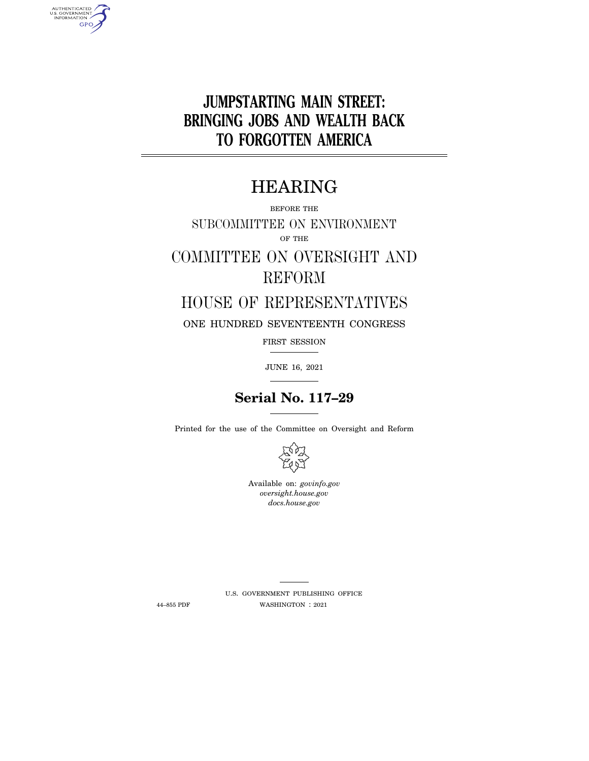# JUMPSTARTING MAIN STREET: BRINGING JOBS AND WEALTH BACK TO FORGOTTEN AMERICA

---

# HEARING

BEFORE THE

SUBCOMMITTEE ON ENVIRONMENT

OF THE

COMMITTEE ON OVERSIGHT AND REFORM

HOUSE OF REPRESENTATIVES

ONE HUNDRED SEVENTEENTH CONGRESS

FIRST SESSION

---

JUNE 16, 2021

---

**Serial No. 117–29**

---

Printed for the use of the Committee on Oversight and Reform

Available on: *govinfo.gov*
*oversight.house.gov*
*docs.house.gov*

---

U.S. GOVERNMENT PUBLISHING OFFICE

44–855 PDF WASHINGTON : 2021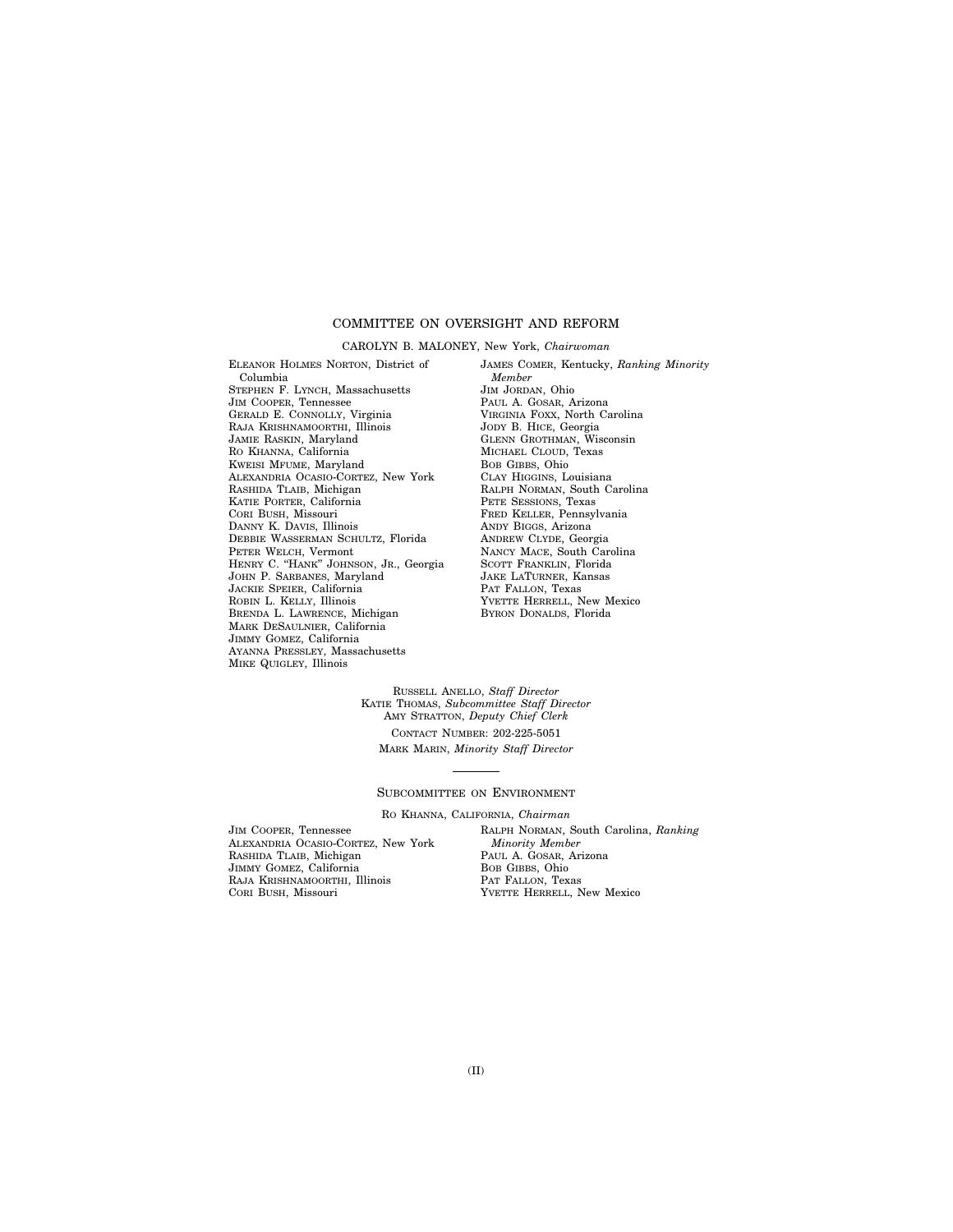## COMMITTEE ON OVERSIGHT AND REFORM

CAROLYN B. MALONEY, New York, *Chairwoman*

ELEANOR HOLMES NORTON, District of Columbia
STEPHEN F. LYNCH, Massachusetts
JIM COOPER, Tennessee
GERALD E. CONNOLLY, Virginia
RAJA KRISHNAMOORTHI, Illinois
JAMIE RASKIN, Maryland
RO KHANNA, California
KWEISI MFUME, Maryland
ALEXANDRIA OCASIO-CORTEZ, New York
RASHIDA TLAIB, Michigan
KATIE PORTER, California
CORI BUSH, Missouri
DANNY K. DAVIS, Illinois
DEBBIE WASSERMAN SCHULTZ, Florida
PETER WELCH, Vermont
HENRY C. "HANK" JOHNSON, JR., Georgia
JOHN P. SARBANES, Maryland
JACKIE SPEIER, California
ROBIN L. KELLY, Illinois
BRENDA L. LAWRENCE, Michigan
MARK DESAULNIER, California
JIMMY GOMEZ, California
AYANNA PRESSLEY, Massachusetts
MIKE QUIGLEY, Illinois

JAMES COMER, Kentucky, *Ranking Minority Member*
JIM JORDAN, Ohio
PAUL A. GOSAR, Arizona
VIRGINIA FOXX, North Carolina
JODY B. HICE, Georgia
GLENN GROTHMAN, Wisconsin
MICHAEL CLOUD, Texas
BOB GIBBS, Ohio
CLAY HIGGINS, Louisiana
RALPH NORMAN, South Carolina
PETE SESSIONS, Texas
FRED KELLER, Pennsylvania
ANDY BIGGS, Arizona
ANDREW CLYDE, Georgia
NANCY MACE, South Carolina
SCOTT FRANKLIN, Florida
JAKE LATURNER, Kansas
PAT FALLON, Texas
YVETTE HERRELL, New Mexico
BYRON DONALDS, Florida

RUSSELL ANELLO, *Staff Director*
KATIE THOMAS, *Subcommittee Staff Director*
AMY STRATTON, *Deputy Chief Clerk*
CONTACT NUMBER: 202-225-5051
MARK MARIN, *Minority Staff Director*

---

### SUBCOMMITTEE ON ENVIRONMENT

RO KHANNA, CALIFORNIA, *Chairman*

JIM COOPER, Tennessee
ALEXANDRIA OCASIO-CORTEZ, New York
RASHIDA TLAIB, Michigan
JIMMY GOMEZ, California
RAJA KRISHNAMOORTHI, Illinois
CORI BUSH, Missouri

RALPH NORMAN, South Carolina, *Ranking Minority Member*
PAUL A. GOSAR, Arizona
BOB GIBBS, Ohio
PAT FALLON, Texas
YVETTE HERRELL, New Mexico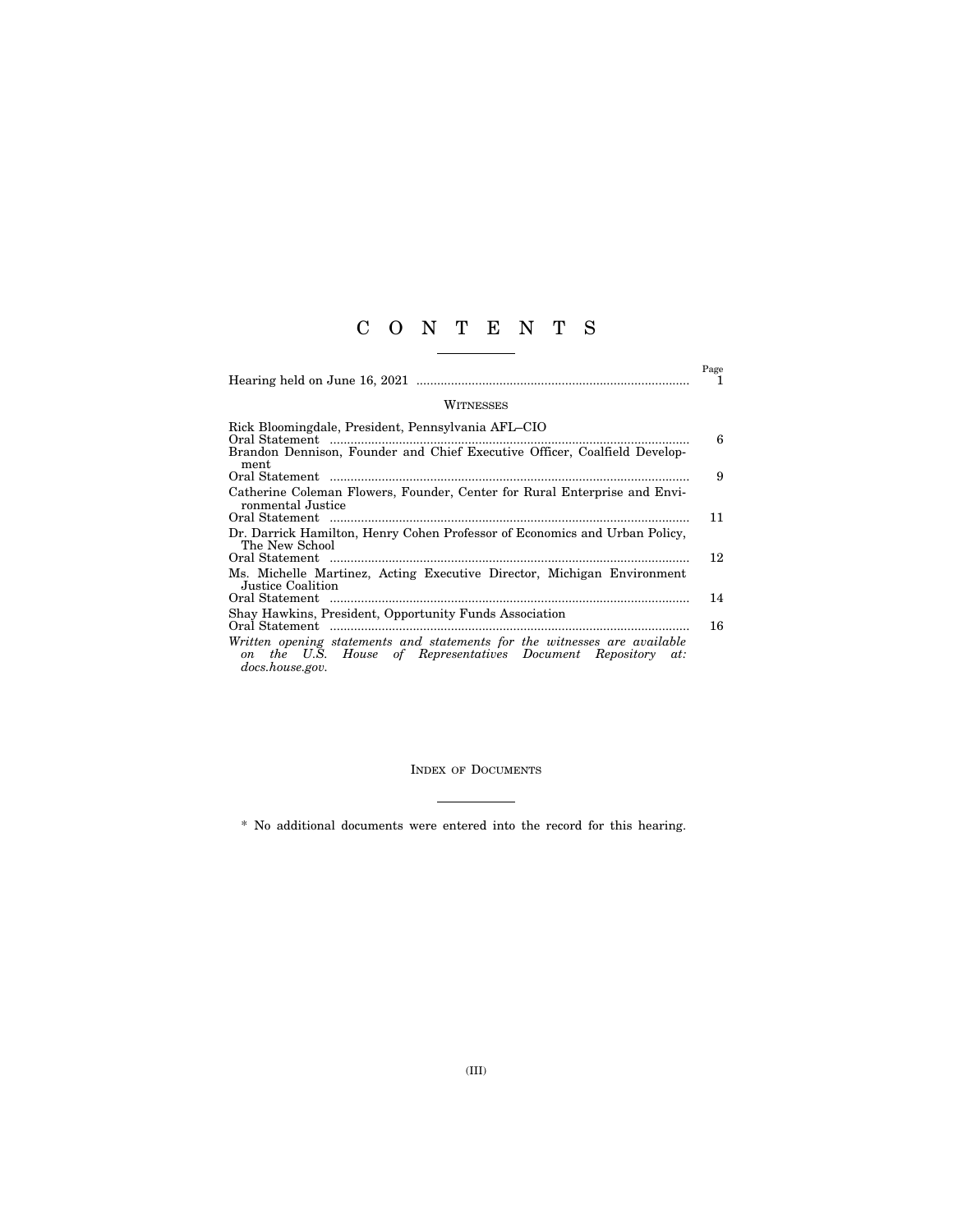# C O N T E N T S

| | Page |
| --- | --- |
| Hearing held on June 16, 2021 | 1 |

### WITNESSES

| | |
| --- | --- |
| Rick Bloomingdale, President, Pennsylvania AFL–CIO | |
| Oral Statement | 6 |
| Brandon Dennison, Founder and Chief Executive Officer, Coalfield Development | |
| Oral Statement | 9 |
| Catherine Coleman Flowers, Founder, Center for Rural Enterprise and Environmental Justice | |
| Oral Statement | 11 |
| Dr. Darrick Hamilton, Henry Cohen Professor of Economics and Urban Policy, The New School | |
| Oral Statement | 12 |
| Ms. Michelle Martinez, Acting Executive Director, Michigan Environment Justice Coalition | |
| Oral Statement | 14 |
| Shay Hawkins, President, Opportunity Funds Association | |
| Oral Statement | 16 |

*Written opening statements and statements for the witnesses are available on the U.S. House of Representatives Document Repository at: docs.house.gov.*

### INDEX OF DOCUMENTS

* No additional documents were entered into the record for this hearing.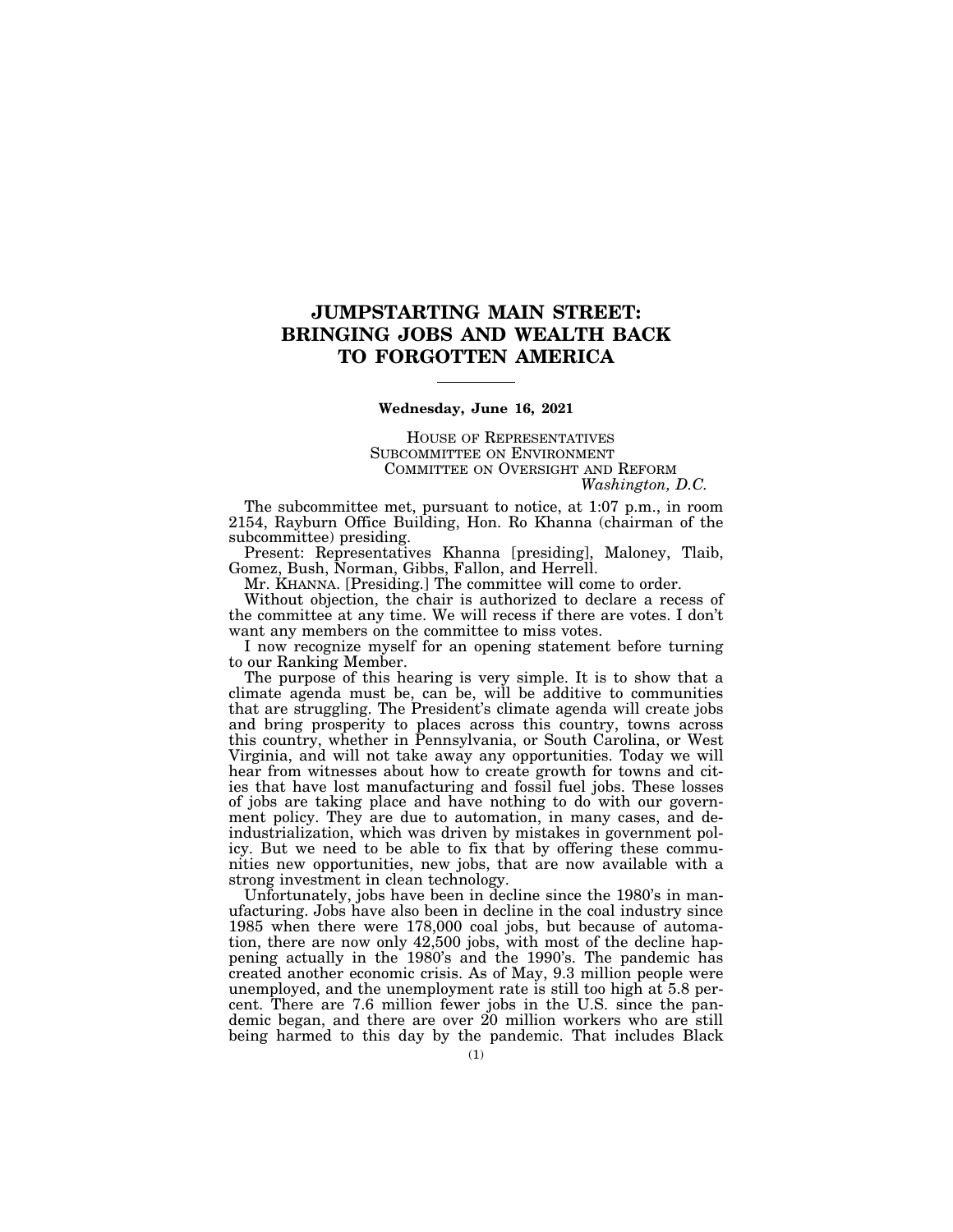# JUMPSTARTING MAIN STREET: BRINGING JOBS AND WEALTH BACK TO FORGOTTEN AMERICA

---

**Wednesday, June 16, 2021**

HOUSE OF REPRESENTATIVES
SUBCOMMITTEE ON ENVIRONMENT
COMMITTEE ON OVERSIGHT AND REFORM
*Washington, D.C.*

The subcommittee met, pursuant to notice, at 1:07 p.m., in room 2154, Rayburn Office Building, Hon. Ro Khanna (chairman of the subcommittee) presiding.

Present: Representatives Khanna [presiding], Maloney, Tlaib, Gomez, Bush, Norman, Gibbs, Fallon, and Herrell.

Mr. KHANNA. [Presiding.] The committee will come to order.

Without objection, the chair is authorized to declare a recess of the committee at any time. We will recess if there are votes. I don't want any members on the committee to miss votes.

I now recognize myself for an opening statement before turning to our Ranking Member.

The purpose of this hearing is very simple. It is to show that a climate agenda must be, can be, will be additive to communities that are struggling. The President's climate agenda will create jobs and bring prosperity to places across this country, towns across this country, whether in Pennsylvania, or South Carolina, or West Virginia, and will not take away any opportunities. Today we will hear from witnesses about how to create growth for towns and cities that have lost manufacturing and fossil fuel jobs. These losses of jobs are taking place and have nothing to do with our government policy. They are due to automation, in many cases, and deindustrialization, which was driven by mistakes in government policy. But we need to be able to fix that by offering these communities new opportunities, new jobs, that are now available with a strong investment in clean technology.

Unfortunately, jobs have been in decline since the 1980's in manufacturing. Jobs have also been in decline in the coal industry since 1985 when there were 178,000 coal jobs, but because of automation, there are now only 42,500 jobs, with most of the decline happening actually in the 1980's and the 1990's. The pandemic has created another economic crisis. As of May, 9.3 million people were unemployed, and the unemployment rate is still too high at 5.8 percent. There are 7.6 million fewer jobs in the U.S. since the pandemic began, and there are over 20 million workers who are still being harmed to this day by the pandemic. That includes Black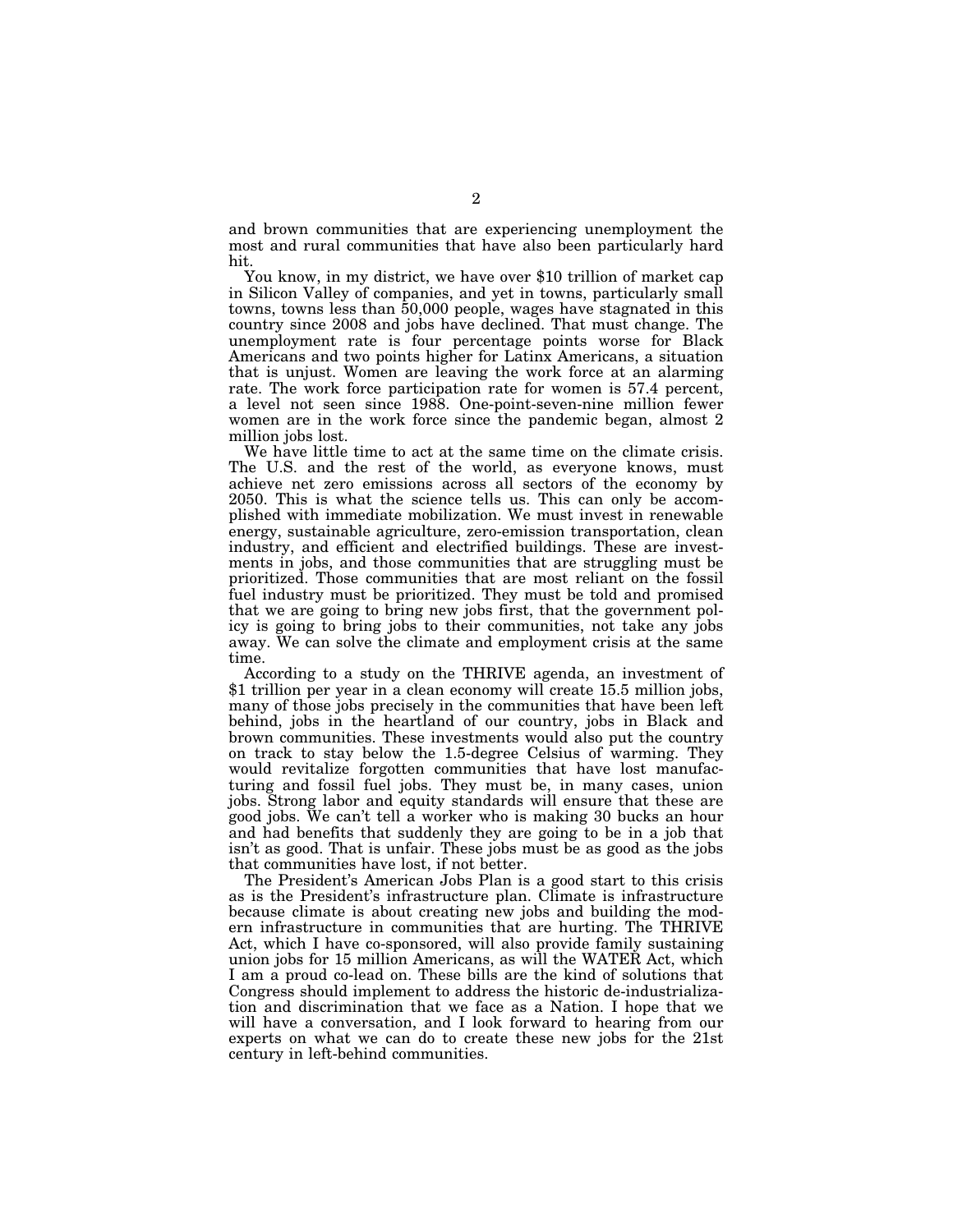and brown communities that are experiencing unemployment the most and rural communities that have also been particularly hard hit.

You know, in my district, we have over $10 trillion of market cap in Silicon Valley of companies, and yet in towns, particularly small towns, towns less than 50,000 people, wages have stagnated in this country since 2008 and jobs have declined. That must change. The unemployment rate is four percentage points worse for Black Americans and two points higher for Latinx Americans, a situation that is unjust. Women are leaving the work force at an alarming rate. The work force participation rate for women is 57.4 percent, a level not seen since 1988. One-point-seven-nine million fewer women are in the work force since the pandemic began, almost 2 million jobs lost.

We have little time to act at the same time on the climate crisis. The U.S. and the rest of the world, as everyone knows, must achieve net zero emissions across all sectors of the economy by 2050. This is what the science tells us. This can only be accomplished with immediate mobilization. We must invest in renewable energy, sustainable agriculture, zero-emission transportation, clean industry, and efficient and electrified buildings. These are investments in jobs, and those communities that are struggling must be prioritized. Those communities that are most reliant on the fossil fuel industry must be prioritized. They must be told and promised that we are going to bring new jobs first, that the government policy is going to bring jobs to their communities, not take any jobs away. We can solve the climate and employment crisis at the same time.

According to a study on the THRIVE agenda, an investment of $1 trillion per year in a clean economy will create 15.5 million jobs, many of those jobs precisely in the communities that have been left behind, jobs in the heartland of our country, jobs in Black and brown communities. These investments would also put the country on track to stay below the 1.5-degree Celsius of warming. They would revitalize forgotten communities that have lost manufacturing and fossil fuel jobs. They must be, in many cases, union jobs. Strong labor and equity standards will ensure that these are good jobs. We can't tell a worker who is making 30 bucks an hour and had benefits that suddenly they are going to be in a job that isn't as good. That is unfair. These jobs must be as good as the jobs that communities have lost, if not better.

The President's American Jobs Plan is a good start to this crisis as is the President's infrastructure plan. Climate is infrastructure because climate is about creating new jobs and building the modern infrastructure in communities that are hurting. The THRIVE Act, which I have co-sponsored, will also provide family sustaining union jobs for 15 million Americans, as will the WATER Act, which I am a proud co-lead on. These bills are the kind of solutions that Congress should implement to address the historic de-industrialization and discrimination that we face as a Nation. I hope that we will have a conversation, and I look forward to hearing from our experts on what we can do to create these new jobs for the 21st century in left-behind communities.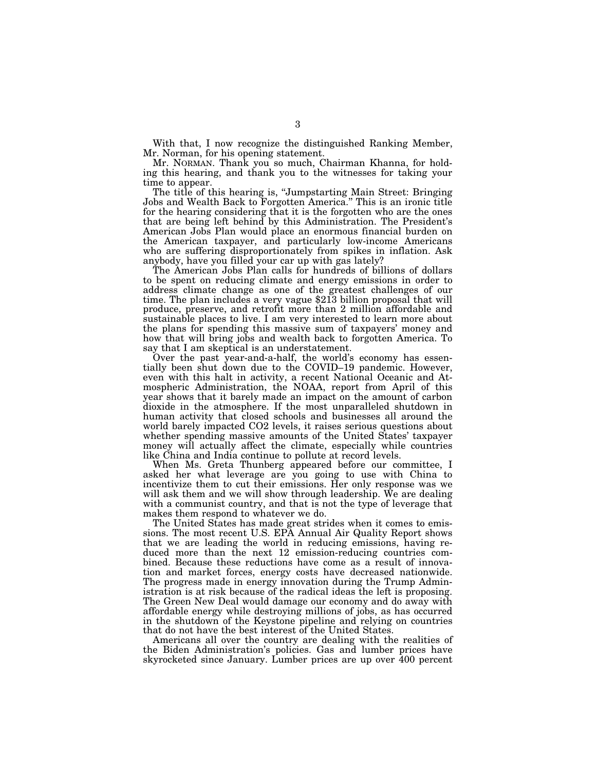With that, I now recognize the distinguished Ranking Member, Mr. Norman, for his opening statement.

Mr. NORMAN. Thank you so much, Chairman Khanna, for holding this hearing, and thank you to the witnesses for taking your time to appear.

The title of this hearing is, "Jumpstarting Main Street: Bringing Jobs and Wealth Back to Forgotten America." This is an ironic title for the hearing considering that it is the forgotten who are the ones that are being left behind by this Administration. The President's American Jobs Plan would place an enormous financial burden on the American taxpayer, and particularly low-income Americans who are suffering disproportionately from spikes in inflation. Ask anybody, have you filled your car up with gas lately?

The American Jobs Plan calls for hundreds of billions of dollars to be spent on reducing climate and energy emissions in order to address climate change as one of the greatest challenges of our time. The plan includes a very vague $213 billion proposal that will produce, preserve, and retrofit more than 2 million affordable and sustainable places to live. I am very interested to learn more about the plans for spending this massive sum of taxpayers' money and how that will bring jobs and wealth back to forgotten America. To say that I am skeptical is an understatement.

Over the past year-and-a-half, the world's economy has essentially been shut down due to the COVID–19 pandemic. However, even with this halt in activity, a recent National Oceanic and Atmospheric Administration, the NOAA, report from April of this year shows that it barely made an impact on the amount of carbon dioxide in the atmosphere. If the most unparalleled shutdown in human activity that closed schools and businesses all around the world barely impacted CO2 levels, it raises serious questions about whether spending massive amounts of the United States' taxpayer money will actually affect the climate, especially while countries like China and India continue to pollute at record levels.

When Ms. Greta Thunberg appeared before our committee, I asked her what leverage are you going to use with China to incentivize them to cut their emissions. Her only response was we will ask them and we will show through leadership. We are dealing with a communist country, and that is not the type of leverage that makes them respond to whatever we do.

The United States has made great strides when it comes to emissions. The most recent U.S. EPA Annual Air Quality Report shows that we are leading the world in reducing emissions, having reduced more than the next 12 emission-reducing countries combined. Because these reductions have come as a result of innovation and market forces, energy costs have decreased nationwide. The progress made in energy innovation during the Trump Administration is at risk because of the radical ideas the left is proposing. The Green New Deal would damage our economy and do away with affordable energy while destroying millions of jobs, as has occurred in the shutdown of the Keystone pipeline and relying on countries that do not have the best interest of the United States.

Americans all over the country are dealing with the realities of the Biden Administration's policies. Gas and lumber prices have skyrocketed since January. Lumber prices are up over 400 percent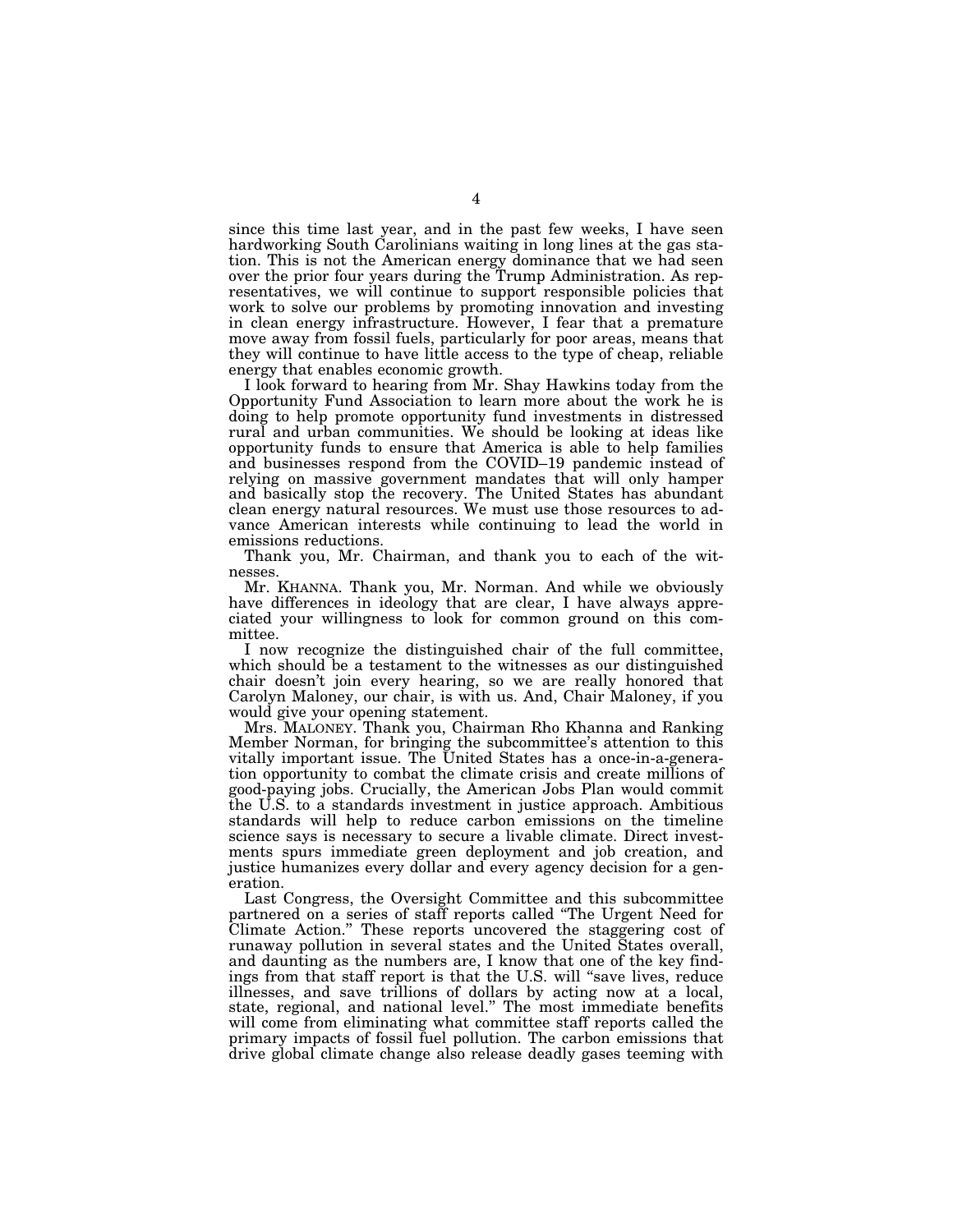since this time last year, and in the past few weeks, I have seen hardworking South Carolinians waiting in long lines at the gas station. This is not the American energy dominance that we had seen over the prior four years during the Trump Administration. As representatives, we will continue to support responsible policies that work to solve our problems by promoting innovation and investing in clean energy infrastructure. However, I fear that a premature move away from fossil fuels, particularly for poor areas, means that they will continue to have little access to the type of cheap, reliable energy that enables economic growth.

I look forward to hearing from Mr. Shay Hawkins today from the Opportunity Fund Association to learn more about the work he is doing to help promote opportunity fund investments in distressed rural and urban communities. We should be looking at ideas like opportunity funds to ensure that America is able to help families and businesses respond from the COVID–19 pandemic instead of relying on massive government mandates that will only hamper and basically stop the recovery. The United States has abundant clean energy natural resources. We must use those resources to advance American interests while continuing to lead the world in emissions reductions.

Thank you, Mr. Chairman, and thank you to each of the witnesses.

Mr. KHANNA. Thank you, Mr. Norman. And while we obviously have differences in ideology that are clear, I have always appreciated your willingness to look for common ground on this committee.

I now recognize the distinguished chair of the full committee, which should be a testament to the witnesses as our distinguished chair doesn't join every hearing, so we are really honored that Carolyn Maloney, our chair, is with us. And, Chair Maloney, if you would give your opening statement.

Mrs. MALONEY. Thank you, Chairman Rho Khanna and Ranking Member Norman, for bringing the subcommittee's attention to this vitally important issue. The United States has a once-in-a-generation opportunity to combat the climate crisis and create millions of good-paying jobs. Crucially, the American Jobs Plan would commit the U.S. to a standards investment in justice approach. Ambitious standards will help to reduce carbon emissions on the timeline science says is necessary to secure a livable climate. Direct investments spurs immediate green deployment and job creation, and justice humanizes every dollar and every agency decision for a generation.

Last Congress, the Oversight Committee and this subcommittee partnered on a series of staff reports called "The Urgent Need for Climate Action." These reports uncovered the staggering cost of runaway pollution in several states and the United States overall, and daunting as the numbers are, I know that one of the key findings from that staff report is that the U.S. will "save lives, reduce illnesses, and save trillions of dollars by acting now at a local, state, regional, and national level." The most immediate benefits will come from eliminating what committee staff reports called the primary impacts of fossil fuel pollution. The carbon emissions that drive global climate change also release deadly gases teeming with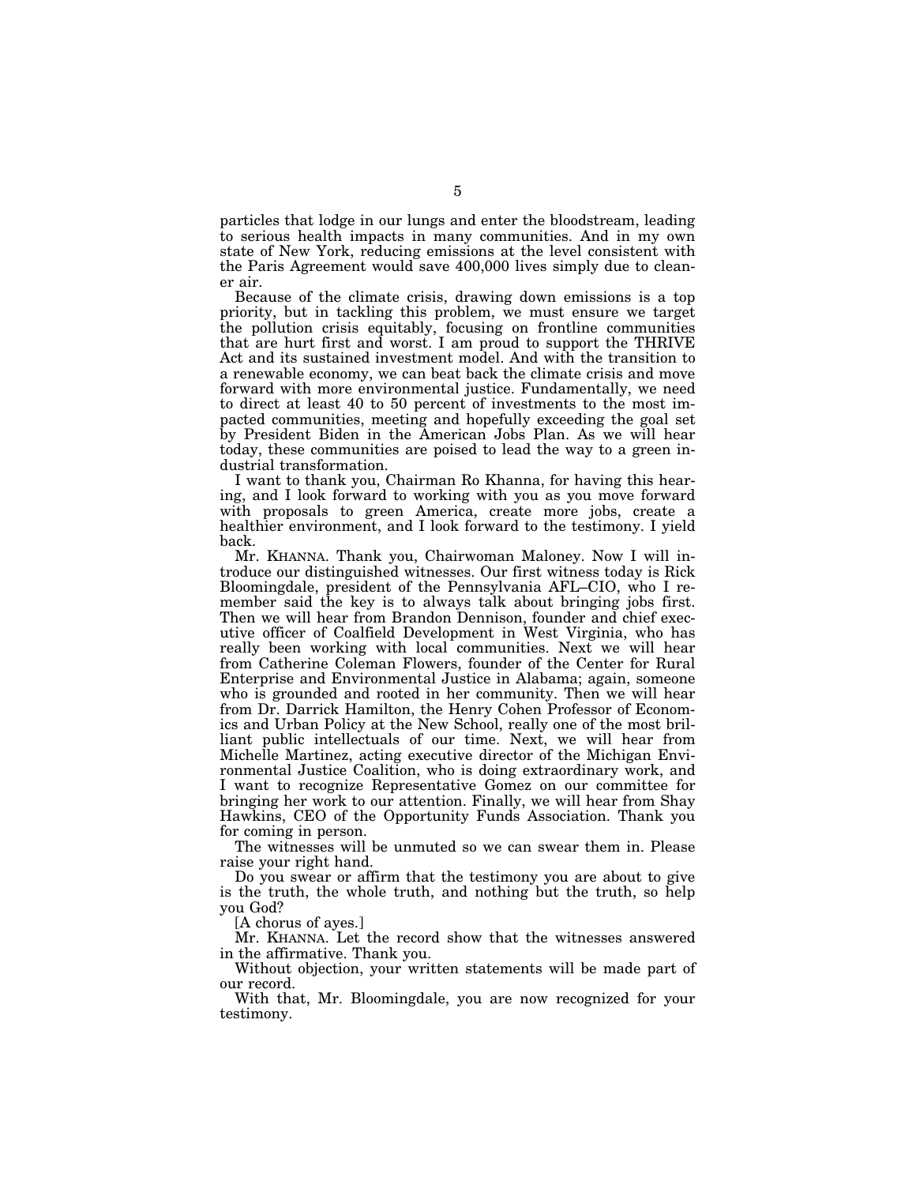particles that lodge in our lungs and enter the bloodstream, leading to serious health impacts in many communities. And in my own state of New York, reducing emissions at the level consistent with the Paris Agreement would save 400,000 lives simply due to cleaner air.

Because of the climate crisis, drawing down emissions is a top priority, but in tackling this problem, we must ensure we target the pollution crisis equitably, focusing on frontline communities that are hurt first and worst. I am proud to support the THRIVE Act and its sustained investment model. And with the transition to a renewable economy, we can beat back the climate crisis and move forward with more environmental justice. Fundamentally, we need to direct at least 40 to 50 percent of investments to the most impacted communities, meeting and hopefully exceeding the goal set by President Biden in the American Jobs Plan. As we will hear today, these communities are poised to lead the way to a green industrial transformation.

I want to thank you, Chairman Ro Khanna, for having this hearing, and I look forward to working with you as you move forward with proposals to green America, create more jobs, create a healthier environment, and I look forward to the testimony. I yield back.

Mr. KHANNA. Thank you, Chairwoman Maloney. Now I will introduce our distinguished witnesses. Our first witness today is Rick Bloomingdale, president of the Pennsylvania AFL–CIO, who I remember said the key is to always talk about bringing jobs first. Then we will hear from Brandon Dennison, founder and chief executive officer of Coalfield Development in West Virginia, who has really been working with local communities. Next we will hear from Catherine Coleman Flowers, founder of the Center for Rural Enterprise and Environmental Justice in Alabama; again, someone who is grounded and rooted in her community. Then we will hear from Dr. Darrick Hamilton, the Henry Cohen Professor of Economics and Urban Policy at the New School, really one of the most brilliant public intellectuals of our time. Next, we will hear from Michelle Martinez, acting executive director of the Michigan Environmental Justice Coalition, who is doing extraordinary work, and I want to recognize Representative Gomez on our committee for bringing her work to our attention. Finally, we will hear from Shay Hawkins, CEO of the Opportunity Funds Association. Thank you for coming in person.

The witnesses will be unmuted so we can swear them in. Please raise your right hand.

Do you swear or affirm that the testimony you are about to give is the truth, the whole truth, and nothing but the truth, so help you God?

[A chorus of ayes.]

Mr. KHANNA. Let the record show that the witnesses answered in the affirmative. Thank you.

Without objection, your written statements will be made part of our record.

With that, Mr. Bloomingdale, you are now recognized for your testimony.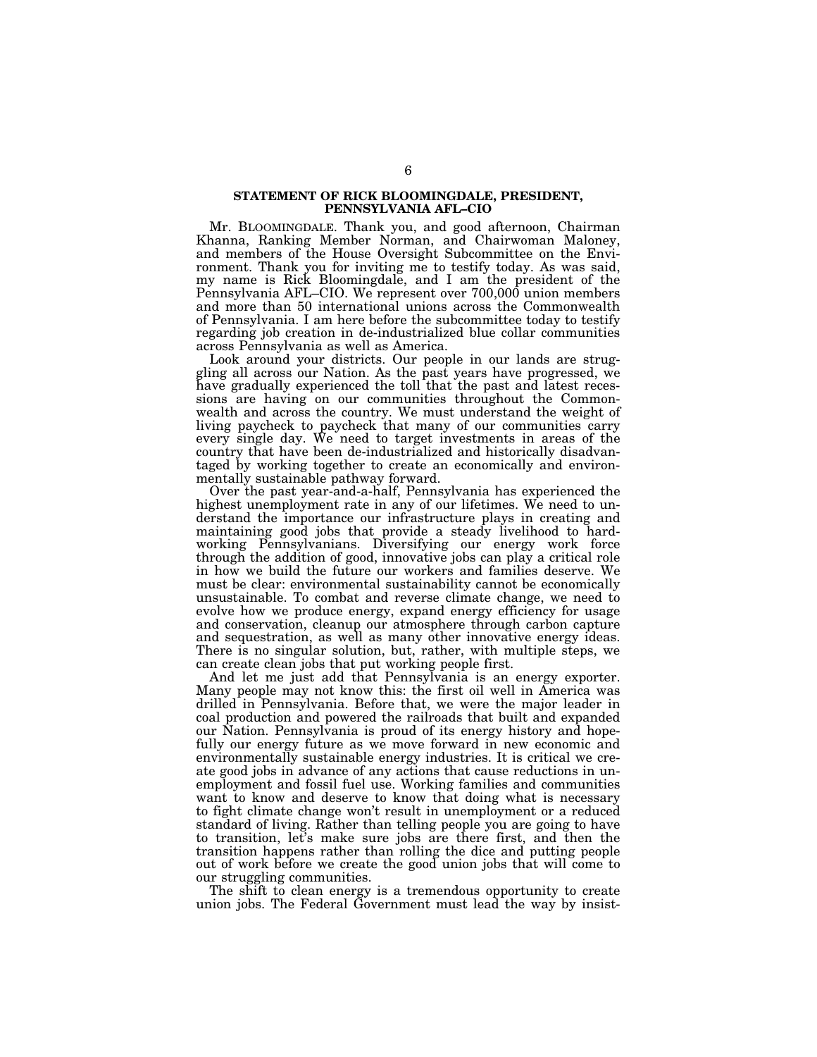## STATEMENT OF RICK BLOOMINGDALE, PRESIDENT, PENNSYLVANIA AFL–CIO

Mr. BLOOMINGDALE. Thank you, and good afternoon, Chairman Khanna, Ranking Member Norman, and Chairwoman Maloney, and members of the House Oversight Subcommittee on the Environment. Thank you for inviting me to testify today. As was said, my name is Rick Bloomingdale, and I am the president of the Pennsylvania AFL–CIO. We represent over 700,000 union members and more than 50 international unions across the Commonwealth of Pennsylvania. I am here before the subcommittee today to testify regarding job creation in de-industrialized blue collar communities across Pennsylvania as well as America.

Look around your districts. Our people in our lands are struggling all across our Nation. As the past years have progressed, we have gradually experienced the toll that the past and latest recessions are having on our communities throughout the Commonwealth and across the country. We must understand the weight of living paycheck to paycheck that many of our communities carry every single day. We need to target investments in areas of the country that have been de-industrialized and historically disadvantaged by working together to create an economically and environmentally sustainable pathway forward.

Over the past year-and-a-half, Pennsylvania has experienced the highest unemployment rate in any of our lifetimes. We need to understand the importance our infrastructure plays in creating and maintaining good jobs that provide a steady livelihood to hard-working Pennsylvanians. Diversifying our energy work force through the addition of good, innovative jobs can play a critical role in how we build the future our workers and families deserve. We must be clear: environmental sustainability cannot be economically unsustainable. To combat and reverse climate change, we need to evolve how we produce energy, expand energy efficiency for usage and conservation, cleanup our atmosphere through carbon capture and sequestration, as well as many other innovative energy ideas. There is no singular solution, but, rather, with multiple steps, we can create clean jobs that put working people first.

And let me just add that Pennsylvania is an energy exporter. Many people may not know this: the first oil well in America was drilled in Pennsylvania. Before that, we were the major leader in coal production and powered the railroads that built and expanded our Nation. Pennsylvania is proud of its energy history and hopefully our energy future as we move forward in new economic and environmentally sustainable energy industries. It is critical we create good jobs in advance of any actions that cause reductions in unemployment and fossil fuel use. Working families and communities want to know and deserve to know that doing what is necessary to fight climate change won't result in unemployment or a reduced standard of living. Rather than telling people you are going to have to transition, let's make sure jobs are there first, and then the transition happens rather than rolling the dice and putting people out of work before we create the good union jobs that will come to our struggling communities.

The shift to clean energy is a tremendous opportunity to create union jobs. The Federal Government must lead the way by insist-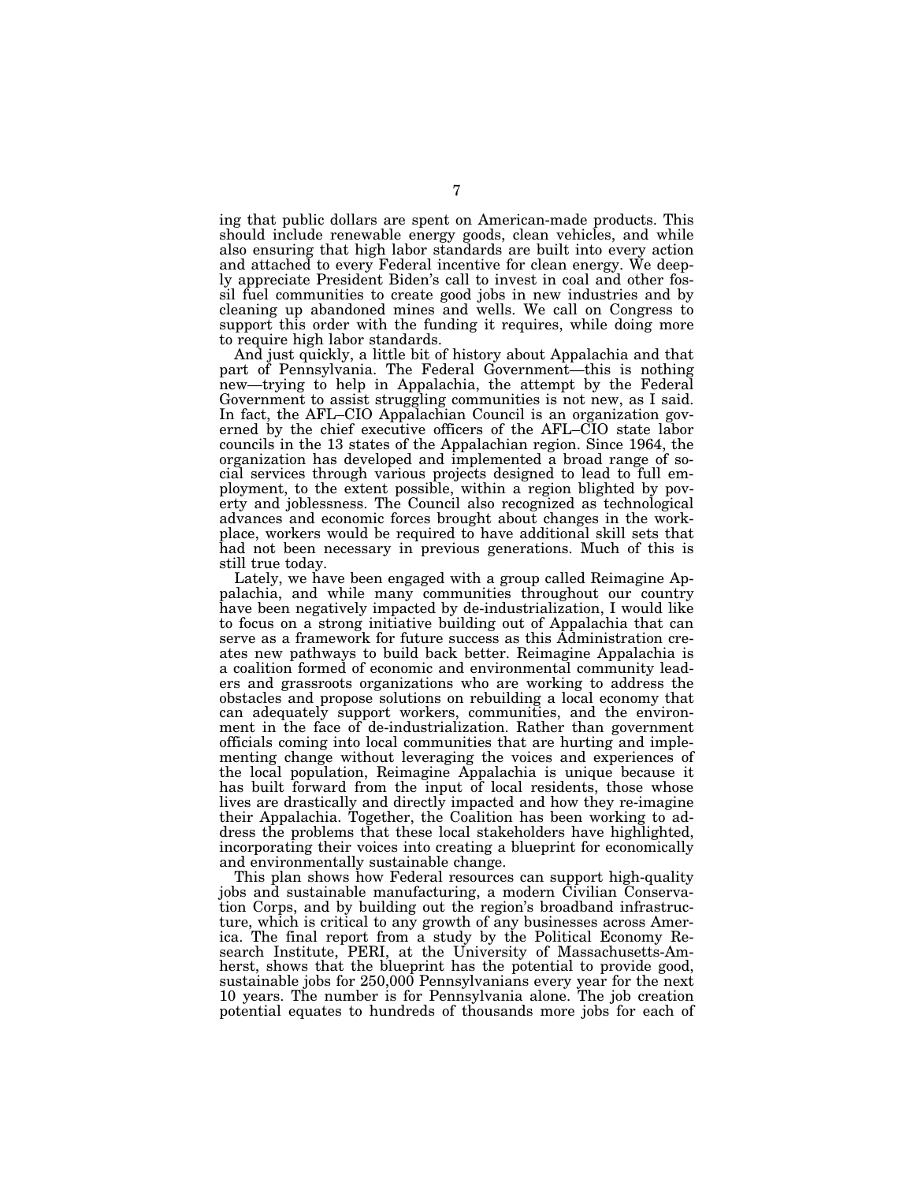ing that public dollars are spent on American-made products. This should include renewable energy goods, clean vehicles, and while also ensuring that high labor standards are built into every action and attached to every Federal incentive for clean energy. We deeply appreciate President Biden's call to invest in coal and other fossil fuel communities to create good jobs in new industries and by cleaning up abandoned mines and wells. We call on Congress to support this order with the funding it requires, while doing more to require high labor standards.

And just quickly, a little bit of history about Appalachia and that part of Pennsylvania. The Federal Government—this is nothing new—trying to help in Appalachia, the attempt by the Federal Government to assist struggling communities is not new, as I said. In fact, the AFL–CIO Appalachian Council is an organization governed by the chief executive officers of the AFL–CIO state labor councils in the 13 states of the Appalachian region. Since 1964, the organization has developed and implemented a broad range of social services through various projects designed to lead to full employment, to the extent possible, within a region blighted by poverty and joblessness. The Council also recognized as technological advances and economic forces brought about changes in the workplace, workers would be required to have additional skill sets that had not been necessary in previous generations. Much of this is still true today.

Lately, we have been engaged with a group called Reimagine Appalachia, and while many communities throughout our country have been negatively impacted by de-industrialization, I would like to focus on a strong initiative building out of Appalachia that can serve as a framework for future success as this Administration creates new pathways to build back better. Reimagine Appalachia is a coalition formed of economic and environmental community leaders and grassroots organizations who are working to address the obstacles and propose solutions on rebuilding a local economy that can adequately support workers, communities, and the environment in the face of de-industrialization. Rather than government officials coming into local communities that are hurting and implementing change without leveraging the voices and experiences of the local population, Reimagine Appalachia is unique because it has built forward from the input of local residents, those whose lives are drastically and directly impacted and how they re-imagine their Appalachia. Together, the Coalition has been working to address the problems that these local stakeholders have highlighted, incorporating their voices into creating a blueprint for economically and environmentally sustainable change.

This plan shows how Federal resources can support high-quality jobs and sustainable manufacturing, a modern Civilian Conservation Corps, and by building out the region's broadband infrastructure, which is critical to any growth of any businesses across America. The final report from a study by the Political Economy Research Institute, PERI, at the University of Massachusetts-Amherst, shows that the blueprint has the potential to provide good, sustainable jobs for 250,000 Pennsylvanians every year for the next 10 years. The number is for Pennsylvania alone. The job creation potential equates to hundreds of thousands more jobs for each of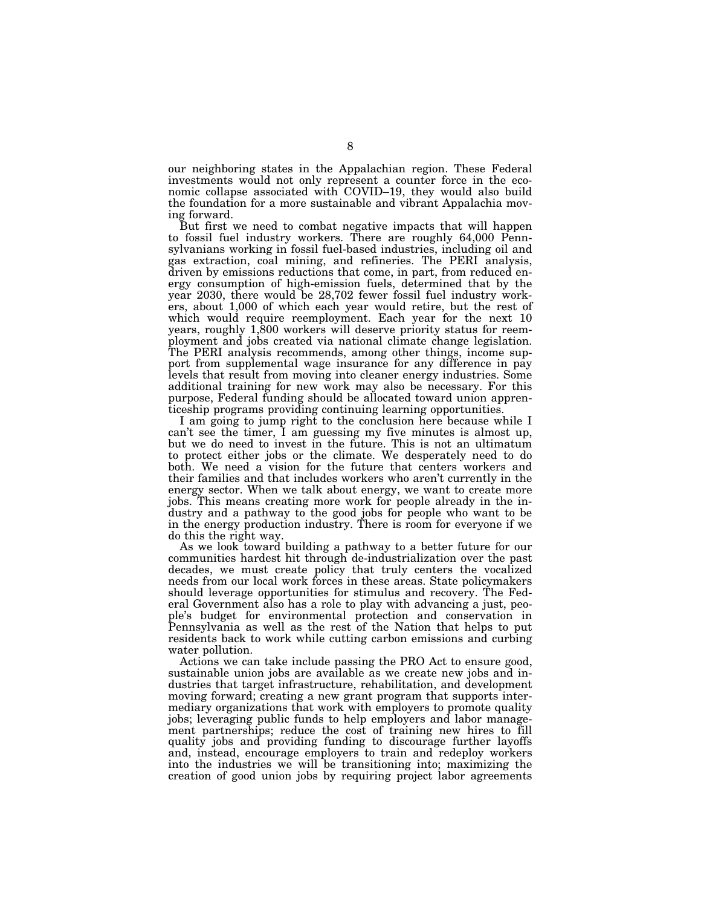our neighboring states in the Appalachian region. These Federal investments would not only represent a counter force in the economic collapse associated with COVID–19, they would also build the foundation for a more sustainable and vibrant Appalachia moving forward.

But first we need to combat negative impacts that will happen to fossil fuel industry workers. There are roughly 64,000 Pennsylvanians working in fossil fuel-based industries, including oil and gas extraction, coal mining, and refineries. The PERI analysis, driven by emissions reductions that come, in part, from reduced energy consumption of high-emission fuels, determined that by the year 2030, there would be 28,702 fewer fossil fuel industry workers, about 1,000 of which each year would retire, but the rest of which would require reemployment. Each year for the next 10 years, roughly 1,800 workers will deserve priority status for reemployment and jobs created via national climate change legislation. The PERI analysis recommends, among other things, income support from supplemental wage insurance for any difference in pay levels that result from moving into cleaner energy industries. Some additional training for new work may also be necessary. For this purpose, Federal funding should be allocated toward union apprenticeship programs providing continuing learning opportunities.

I am going to jump right to the conclusion here because while I can't see the timer, I am guessing my five minutes is almost up, but we do need to invest in the future. This is not an ultimatum to protect either jobs or the climate. We desperately need to do both. We need a vision for the future that centers workers and their families and that includes workers who aren't currently in the energy sector. When we talk about energy, we want to create more jobs. This means creating more work for people already in the industry and a pathway to the good jobs for people who want to be in the energy production industry. There is room for everyone if we do this the right way.

As we look toward building a pathway to a better future for our communities hardest hit through de-industrialization over the past decades, we must create policy that truly centers the vocalized needs from our local work forces in these areas. State policymakers should leverage opportunities for stimulus and recovery. The Federal Government also has a role to play with advancing a just, people's budget for environmental protection and conservation in Pennsylvania as well as the rest of the Nation that helps to put residents back to work while cutting carbon emissions and curbing water pollution.

Actions we can take include passing the PRO Act to ensure good, sustainable union jobs are available as we create new jobs and industries that target infrastructure, rehabilitation, and development moving forward; creating a new grant program that supports intermediary organizations that work with employers to promote quality jobs; leveraging public funds to help employers and labor management partnerships; reduce the cost of training new hires to fill quality jobs and providing funding to discourage further layoffs and, instead, encourage employers transitioning to train and redeploy workers into the industries we will be transitioning into; maximizing the creation of good union jobs by requiring project labor agreements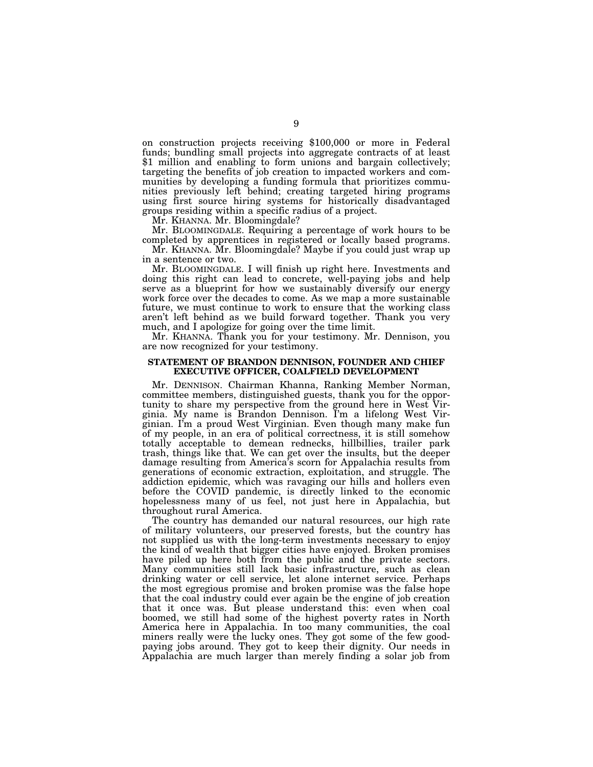on construction projects receiving $100,000 or more in Federal funds; bundling small projects into aggregate contracts of at least $1 million and enabling to form unions and bargain collectively; targeting the benefits of job creation to impacted workers and communities by developing a funding formula that prioritizes communities previously left behind; creating targeted hiring programs using first source hiring systems for historically disadvantaged groups residing within a specific radius of a project.

Mr. KHANNA. Mr. Bloomingdale?

Mr. BLOOMINGDALE. Requiring a percentage of work hours to be completed by apprentices in registered or locally based programs.

Mr. KHANNA. Mr. Bloomingdale? Maybe if you could just wrap up in a sentence or two.

Mr. BLOOMINGDALE. I will finish up right here. Investments and doing this right can lead to concrete, well-paying jobs and help serve as a blueprint for how we sustainably diversify our energy work force over the decades to come. As we map a more sustainable future, we must continue to work to ensure that the working class aren't left behind as we build forward together. Thank you very much, and I apologize for going over the time limit.

Mr. KHANNA. Thank you for your testimony. Mr. Dennison, you are now recognized for your testimony.

## STATEMENT OF BRANDON DENNISON, FOUNDER AND CHIEF EXECUTIVE OFFICER, COALFIELD DEVELOPMENT

Mr. DENNISON. Chairman Khanna, Ranking Member Norman, committee members, distinguished guests, thank you for the opportunity to share my perspective from the ground here in West Virginia. My name is Brandon Dennison. I'm a lifelong West Virginian. I'm a proud West Virginian. Even though many make fun of my people, in an era of political correctness, it is still somehow totally acceptable to demean rednecks, hillbillies, trailer park trash, things like that. We can get over the insults, but the deeper damage resulting from America's scorn for Appalachia results from generations of economic extraction, exploitation, and struggle. The addiction epidemic, which was ravaging our hills and hollers even before the COVID pandemic, is directly linked to the economic hopelessness many of us feel, not just here in Appalachia, but throughout rural America.

The country has demanded our natural resources, our high rate of military volunteers, our preserved forests, but the country has not supplied us with the long-term investments necessary to enjoy the kind of wealth that bigger cities have enjoyed. Broken promises have piled up here both from the public and the private sectors. Many communities still lack basic infrastructure, such as clean drinking water or cell service, let alone internet service. Perhaps the most egregious promise and broken promise was the false hope that the coal industry could ever again be the engine of job creation that it once was. But please understand this: even when coal boomed, we still had some of the highest poverty rates in North America here in Appalachia. In too many communities, the coal miners really were the lucky ones. They got some of the few good-paying jobs around. They got to keep their dignity. Our needs in Appalachia are much larger than merely finding a solar job from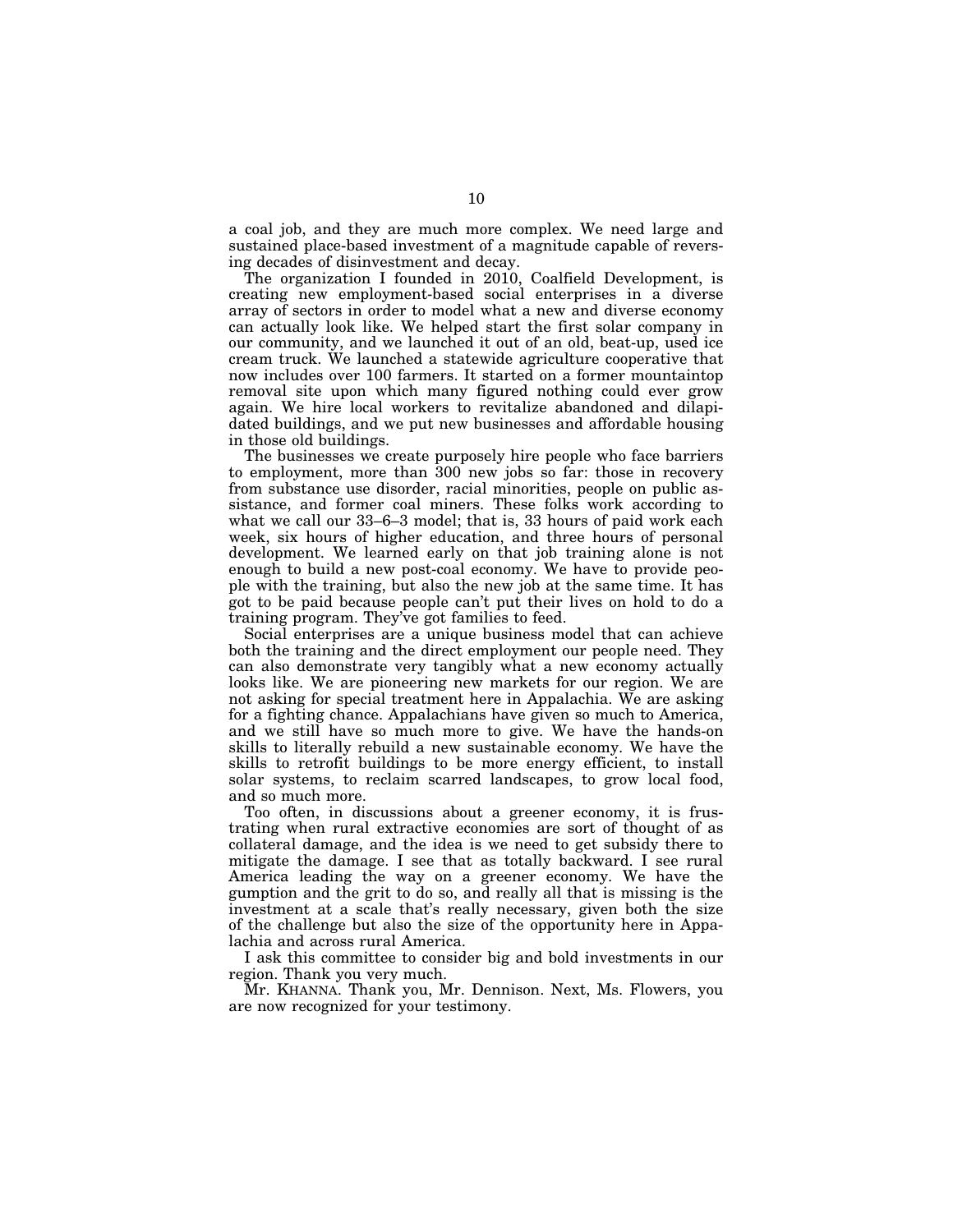a coal job, and they are much more complex. We need large and sustained place-based investment of a magnitude capable of reversing decades of disinvestment and decay.

The organization I founded in 2010, Coalfield Development, is creating new employment-based social enterprises in a diverse array of sectors in order to model what a new and diverse economy can actually look like. We helped start the first solar company in our community, and we launched it out of an old, beat-up, used ice cream truck. We launched a statewide agriculture cooperative that now includes over 100 farmers. It started on a former mountaintop removal site upon which many figured nothing could ever grow again. We hire local workers to revitalize abandoned and dilapidated buildings, and we put new businesses and affordable housing in those old buildings.

The businesses we create purposely hire people who face barriers to employment, more than 300 new jobs so far: those in recovery from substance use disorder, racial minorities, people on public assistance, and former coal miners. These folks work according to what we call our 33–6–3 model; that is, 33 hours of paid work each week, six hours of higher education, and three hours of personal development. We learned early on that job training alone is not enough to build a new post-coal economy. We have to provide people with the training, but also the new job at the same time. It has got to be paid because people can't put their lives on hold to do a training program. They've got families to feed.

Social enterprises are a unique business model that can achieve both the training and the direct employment our people need. They can also demonstrate very tangibly what a new economy actually looks like. We are pioneering new markets for our region. We are not asking for special treatment here in Appalachia. We are asking for a fighting chance. Appalachians have given so much to America, and we still have so much more to give. We have the hands-on skills to literally rebuild a new sustainable economy. We have the skills to retrofit buildings to be more energy efficient, to install solar systems, to reclaim scarred landscapes, to grow local food, and so much more.

Too often, in discussions about a greener economy, it is frustrating when rural extractive economies are sort of thought of as collateral damage, and the idea is we need to get subsidy there to mitigate the damage. I see that as totally backward. I see rural America leading the way on a greener economy. We have the gumption and the grit to do so, and really all that is missing is the investment at a scale that's really necessary, given both the size of the challenge but also the size of the opportunity here in Appalachia and across rural America.

I ask this committee to consider big and bold investments in our region. Thank you very much.

Mr. KHANNA. Thank you, Mr. Dennison. Next, Ms. Flowers, you are now recognized for your testimony.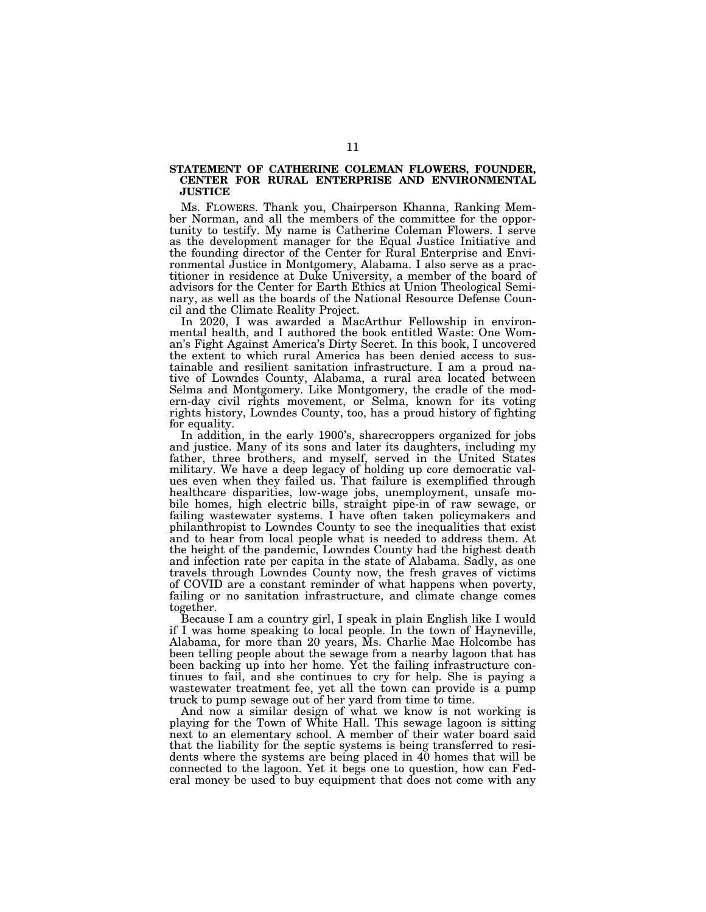### STATEMENT OF CATHERINE COLEMAN FLOWERS, FOUNDER, CENTER FOR RURAL ENTERPRISE AND ENVIRONMENTAL JUSTICE

Ms. FLOWERS. Thank you, Chairperson Khanna, Ranking Member Norman, and all the members of the committee for the opportunity to testify. My name is Catherine Coleman Flowers. I serve as the development manager for the Equal Justice Initiative and the founding director of the Center for Rural Enterprise and Environmental Justice in Montgomery, Alabama. I also serve as a practitioner in residence at Duke University, a member of the board of advisors for the Center for Earth Ethics at Union Theological Seminary, as well as the boards of the National Resource Defense Council and the Climate Reality Project.

In 2020, I was awarded a MacArthur Fellowship in environmental health, and I authored the book entitled Waste: One Woman's Fight Against America's Dirty Secret. In this book, I uncovered the extent to which rural America has been denied access to sustainable and resilient sanitation infrastructure. I am a proud native of Lowndes County, Alabama, a rural area located between Selma and Montgomery. Like Montgomery, the cradle of the modern-day civil rights movement, or Selma, known for its voting rights history, Lowndes County, too, has a proud history of fighting for equality.

In addition, in the early 1900's, sharecroppers organized for jobs and justice. Many of its sons and later its daughters, including my father, three brothers, and myself, served in the United States military. We have a deep legacy of holding up core democratic values even when they failed us. That failure is exemplified through healthcare disparities, low-wage jobs, unemployment, unsafe mobile homes, high electric bills, straight pipe-in of raw sewage, or failing wastewater systems. I have often taken policymakers and philanthropist to Lowndes County to see the inequalities that exist and to hear from local people what is needed to address them. At the height of the pandemic, Lowndes County had the highest death and infection rate per capita in the state of Alabama. Sadly, as one travels through Lowndes County now, the fresh graves of victims of COVID are a constant reminder of what happens when poverty, failing or no sanitation infrastructure, and climate change comes together.

Because I am a country girl, I speak in plain English like I would if I was home speaking to local people. In the town of Hayneville, Alabama, for more than 20 years, Ms. Charlie Mae Holcombe has been telling people about the sewage from a nearby lagoon that has been backing up into her home. Yet the failing infrastructure continues to fail, and she continues to cry for help. She is paying a wastewater treatment fee, yet all the town can provide is a pump truck to pump sewage out of her yard from time to time.

And now a similar design of what we know is not working is playing for the Town of White Hall. This sewage lagoon is sitting next to an elementary school. A member of their water board said that the liability for the septic systems is being transferred to residents where the systems are being placed in 40 homes that will be connected to the lagoon. Yet it begs one to question, how can Federal money be used to buy equipment that does not come with any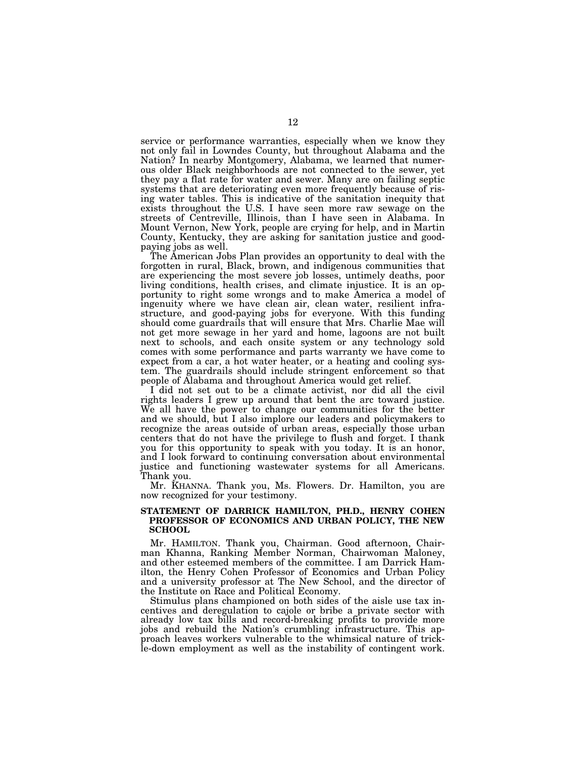service or performance warranties, especially when we know they not only fail in Lowndes County, but throughout Alabama and the Nation? In nearby Montgomery, Alabama, we learned that numerous older Black neighborhoods are not connected to the sewer, yet they pay a flat rate for water and sewer. Many are on failing septic systems that are deteriorating even more frequently because of rising water tables. This is indicative of the sanitation inequity that exists throughout the U.S. I have seen more raw sewage on the streets of Centreville, Illinois, than I have seen in Alabama. In Mount Vernon, New York, people are crying for help, and in Martin County, Kentucky, they are asking for sanitation justice and good-paying jobs as well.

The American Jobs Plan provides an opportunity to deal with the forgotten in rural, Black, brown, and indigenous communities that are experiencing the most severe job losses, untimely deaths, poor living conditions, health crises, and climate injustice. It is an opportunity to right some wrongs and to make America a model of ingenuity where we have clean air, clean water, resilient infrastructure, and good-paying jobs for everyone. With this funding should come guardrails that will ensure that Mrs. Charlie Mae will not get more sewage in her yard and home, lagoons are not built next to schools, and each onsite system or any technology sold comes with some performance and parts warranty we have come to expect from a car, a hot water heater, or a heating and cooling system. The guardrails should include stringent enforcement so that people of Alabama and throughout America would get relief.

I did not set out to be a climate activist, nor did all the civil rights leaders I grew up around that bent the arc toward justice. We all have the power to change our communities for the better and we should, but I also implore our leaders and policymakers to recognize the areas outside of urban areas, especially those urban centers that do not have the privilege to flush and forget. I thank you for this opportunity to speak with you today. It is an honor, and I look forward to continuing conversation about environmental justice and functioning wastewater systems for all Americans. Thank you.

Mr. KHANNA. Thank you, Ms. Flowers. Dr. Hamilton, you are now recognized for your testimony.

### STATEMENT OF DARRICK HAMILTON, PH.D., HENRY COHEN PROFESSOR OF ECONOMICS AND URBAN POLICY, THE NEW SCHOOL

Mr. HAMILTON. Thank you, Chairman. Good afternoon, Chairman Khanna, Ranking Member Norman, Chairwoman Maloney, and other esteemed members of the committee. I am Darrick Hamilton, the Henry Cohen Professor of Economics and Urban Policy and a university professor at The New School, and the director of the Institute on Race and Political Economy.

Stimulus plans championed on both sides of the aisle use tax incentives and deregulation to cajole or bribe a private sector with already low tax bills and record-breaking profits to provide more jobs and rebuild the Nation's crumbling infrastructure. This approach leaves workers vulnerable to the whimsical nature of trickle-down employment as well as the instability of contingent work.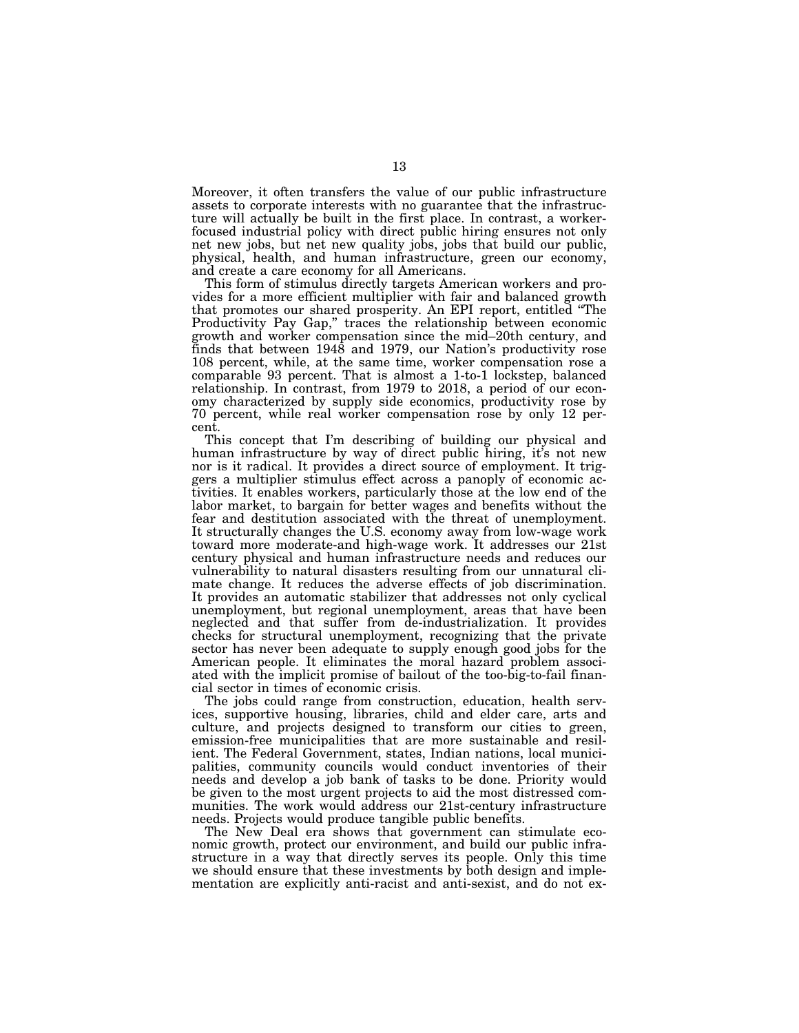Moreover, it often transfers the value of our public infrastructure assets to corporate interests with no guarantee that the infrastructure will actually be built in the first place. In contrast, a worker-focused industrial policy with direct public hiring ensures not only net new jobs, but net new quality jobs, jobs that build our public, physical, health, and human infrastructure, green our economy, and create a care economy for all Americans.

This form of stimulus directly targets American workers and provides for a more efficient multiplier with fair and balanced growth that promotes our shared prosperity. An EPI report, entitled "The Productivity Pay Gap," traces the relationship between economic growth and worker compensation since the mid–20th century, and finds that between 1948 and 1979, our Nation's productivity rose 108 percent, while, at the same time, worker compensation rose a comparable 93 percent. That is almost a 1-to-1 lockstep, balanced relationship. In contrast, from 1979 to 2018, a period of our economy characterized by supply side economics, productivity rose by 70 percent, while real worker compensation rose by only 12 percent.

This concept that I'm describing of building our physical and human infrastructure by way of direct public hiring, it's not new nor is it radical. It provides a direct source of employment. It triggers a multiplier stimulus effect across a panoply of economic activities. It enables workers, particularly those at the low end of the labor market, to bargain for better wages and benefits without the fear and destitution associated with the threat of unemployment. It structurally changes the U.S. economy away from low-wage work toward more moderate-and high-wage work. It addresses our 21st century physical and human infrastructure needs and reduces our vulnerability to natural disasters resulting from our unnatural climate change. It reduces the adverse effects of job discrimination. It provides an automatic stabilizer that addresses not only cyclical unemployment, but regional unemployment, areas that have been neglected and that suffer from de-industrialization. It provides checks for structural unemployment, recognizing that the private sector has never been adequate to supply enough good jobs for the American people. It eliminates the moral hazard problem associated with the implicit promise of bailout of the too-big-to-fail financial sector in times of economic crisis.

The jobs could range from construction, education, health services, supportive housing, libraries, child and elder care, arts and culture, and projects designed to transform our cities to green, emission-free municipalities that are more sustainable and resilient. The Federal Government, states, Indian nations, local municipalities, community councils would conduct inventories of their needs and develop a job bank of tasks to be done. Priority would be given to the most urgent projects to aid the most distressed communities. The work would address our 21st-century infrastructure needs. Projects would produce tangible public benefits.

The New Deal era shows that government can stimulate economic growth, protect our environment, and build our public infrastructure in a way that directly serves its people. Only this time we should ensure that these investments by both design and implementation are explicitly anti-racist and anti-sexist, and do not ex-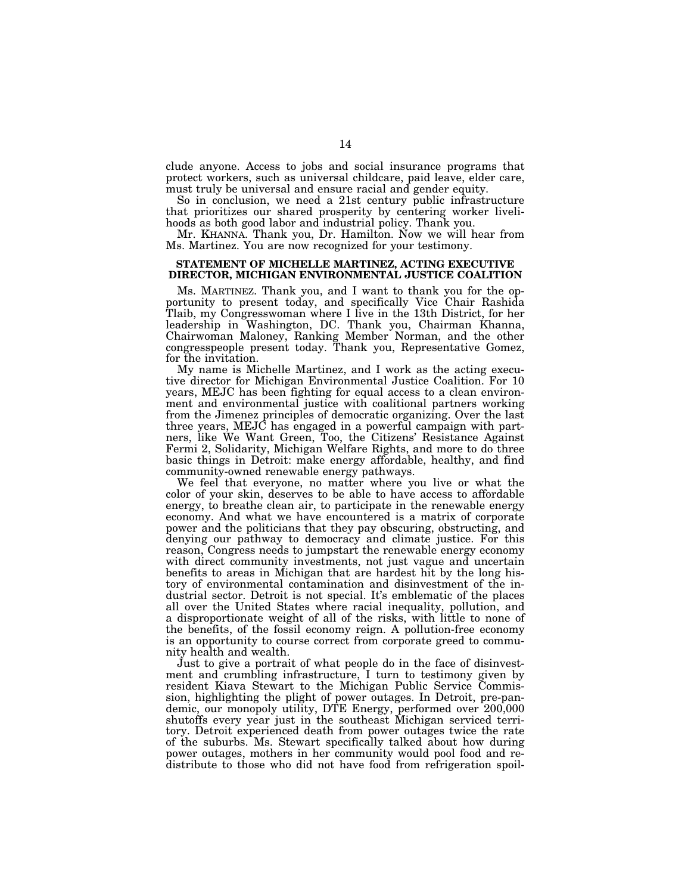clude anyone. Access to jobs and social insurance programs that protect workers, such as universal childcare, paid leave, elder care, must truly be universal and ensure racial and gender equity.

So in conclusion, we need a 21st century public infrastructure that prioritizes our shared prosperity by centering worker livelihoods as both good labor and industrial policy. Thank you.

Mr. KHANNA. Thank you, Dr. Hamilton. Now we will hear from Ms. Martinez. You are now recognized for your testimony.

## STATEMENT OF MICHELLE MARTINEZ, ACTING EXECUTIVE DIRECTOR, MICHIGAN ENVIRONMENTAL JUSTICE COALITION

Ms. MARTINEZ. Thank you, and I want to thank you for the opportunity to present today, and specifically Vice Chair Rashida Tlaib, my Congresswoman where I live in the 13th District, for her leadership in Washington, DC. Thank you, Chairman Khanna, Chairwoman Maloney, Ranking Member Norman, and the other congresspeople present today. Thank you, Representative Gomez, for the invitation.

My name is Michelle Martinez, and I work as the acting executive director for Michigan Environmental Justice Coalition. For 10 years, MEJC has been fighting for equal access to a clean environment and environmental justice with coalitional partners working from the Jimenez principles of democratic organizing. Over the last three years, MEJC has engaged in a powerful campaign with partners, like We Want Green, Too, the Citizens' Resistance Against Fermi 2, Solidarity, Michigan Welfare Rights, and more to do three basic things in Detroit: make energy affordable, healthy, and find community-owned renewable energy pathways.

We feel that everyone, no matter where you live or what the color of your skin, deserves to be able to have access to affordable energy, to breathe clean air, to participate in the renewable energy economy. And what we have encountered is a matrix of corporate power and the politicians that they pay obscuring, obstructing, and denying our pathway to democracy and climate justice. For this reason, Congress needs to jumpstart the renewable energy economy with direct community investments, not just vague and uncertain benefits to areas in Michigan that are hardest hit by the long history of environmental contamination and disinvestment of the industrial sector. Detroit is not special. It's emblematic of the places all over the United States where racial inequality, pollution, and a disproportionate weight of all of the risks, with little to none of the benefits, of the fossil economy reign. A pollution-free economy is an opportunity to course correct from corporate greed to community health and wealth.

Just to give a portrait of what people do in the face of disinvestment and crumbling infrastructure, I turn to testimony given by resident Kiava Stewart to the Michigan Public Service Commission, highlighting the plight of power outages. In Detroit, pre-pandemic, our monopoly utility, DTE Energy, performed over 200,000 shutoffs every year just in the southeast Michigan serviced territory. Detroit experienced death from power outages twice the rate of the suburbs. Ms. Stewart specifically talked about how during power outages, mothers in her community would pool food and redistribute to those who did not have food from refrigeration spoil-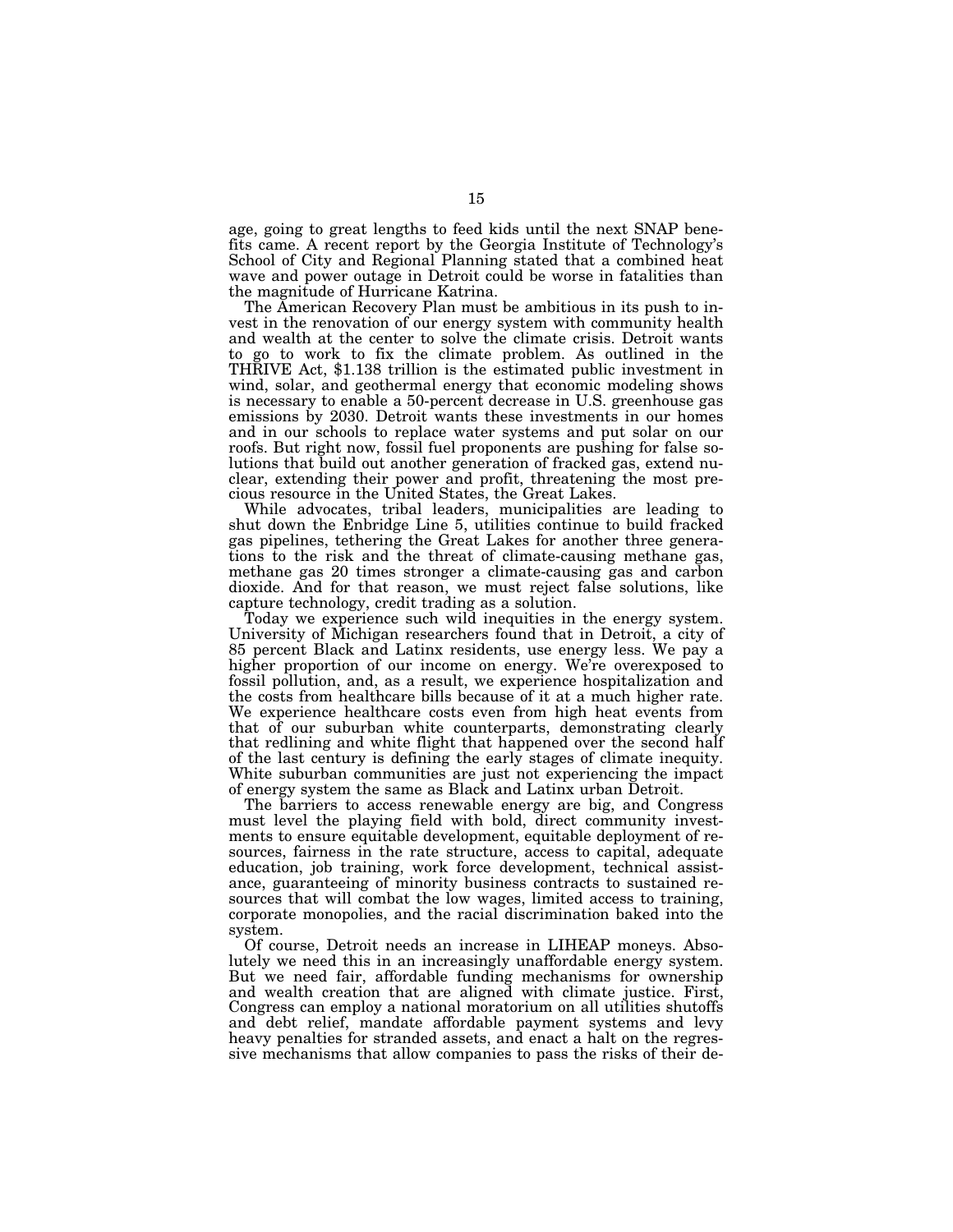age, going to great lengths to feed kids until the next SNAP benefits came. A recent report by the Georgia Institute of Technology's School of City and Regional Planning stated that a combined heat wave and power outage in Detroit could be worse in fatalities than the magnitude of Hurricane Katrina.

The American Recovery Plan must be ambitious in its push to invest in the renovation of our energy system with community health and wealth at the center to solve the climate crisis. Detroit wants to go to work to fix the climate problem. As outlined in the THRIVE Act, $1.138 trillion is the estimated public investment in wind, solar, and geothermal energy that economic modeling shows is necessary to enable a 50-percent decrease in U.S. greenhouse gas emissions by 2030. Detroit wants these investments in our homes and in our schools to replace water systems and put solar on our roofs. But right now, fossil fuel proponents are pushing for false solutions that build out another generation of fracked gas, extend nuclear, extending their power and profit, threatening the most precious resource in the United States, the Great Lakes.

While advocates, tribal leaders, municipalities are leading to shut down the Enbridge Line 5, utilities continue to build fracked gas pipelines, tethering the Great Lakes for another three generations to the risk and the threat of climate-causing methane gas, methane gas 20 times stronger a climate-causing gas and carbon dioxide. And for that reason, we must reject false solutions, like capture technology, credit trading as a solution.

Today we experience such wild inequities in the energy system. University of Michigan researchers found that in Detroit, a city of 85 percent Black and Latinx residents, use energy less. We pay a higher proportion of our income on energy. We're overexposed to fossil pollution, and, as a result, we experience hospitalization and the costs from healthcare bills because of it at a much higher rate. We experience healthcare costs even from high heat events from that of our suburban white counterparts, demonstrating clearly that redlining and white flight that happened over the second half of the last century is defining the early stages of climate inequity. White suburban communities are just not experiencing the impact of energy system the same as Black and Latinx urban Detroit.

The barriers to access renewable energy are big, and Congress must level the playing field with bold, direct community investments to ensure equitable development, equitable deployment of resources, fairness in the rate structure, access to capital, adequate education, job training, work force development, technical assistance, guaranteeing of minority business contracts to sustained resources that will combat the low wages, limited access to training, corporate monopolies, and the racial discrimination baked into the system.

Of course, Detroit needs an increase in LIHEAP moneys. Absolutely we need this in an increasingly unaffordable energy system. But we need fair, affordable funding mechanisms for ownership and wealth creation that are aligned with climate justice. First, Congress can employ a national moratorium on all utilities shutoffs and debt relief, mandate affordable payment systems and levy heavy penalties for stranded assets, and enact a halt on the regressive mechanisms that allow companies to pass the risks of their de-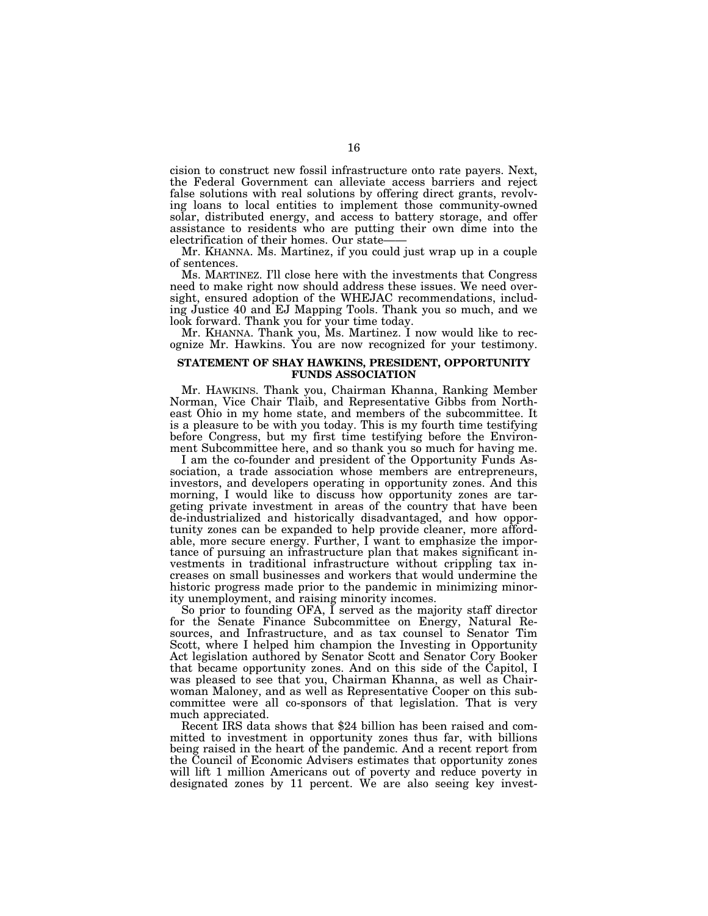cision to construct new fossil infrastructure onto rate payers. Next, the Federal Government can alleviate access barriers and reject false solutions with real solutions by offering direct grants, revolving loans to local entities to implement those community-owned solar, distributed energy, and access to battery storage, and offer assistance to residents who are putting their own dime into the electrification of their homes. Our state——

Mr. KHANNA. Ms. Martinez, if you could just wrap up in a couple of sentences.

Ms. MARTINEZ. I'll close here with the investments that Congress need to make right now should address these issues. We need oversight, ensured adoption of the WHEJAC recommendations, including Justice 40 and EJ Mapping Tools. Thank you so much, and we look forward. Thank you for your time today.

Mr. KHANNA. Thank you, Ms. Martinez. I now would like to recognize Mr. Hawkins. You are now recognized for your testimony.

## STATEMENT OF SHAY HAWKINS, PRESIDENT, OPPORTUNITY FUNDS ASSOCIATION

Mr. HAWKINS. Thank you, Chairman Khanna, Ranking Member Norman, Vice Chair Tlaib, and Representative Gibbs from Northeast Ohio in my home state, and members of the subcommittee. It is a pleasure to be with you today. This is my fourth time testifying before Congress, but my first time testifying before the Environment Subcommittee here, and so thank you so much for having me.

I am the co-founder and president of the Opportunity Funds Association, a trade association whose members are entrepreneurs, investors, and developers operating in opportunity zones. And this morning, I would like to discuss how opportunity zones are targeting private investment in areas of the country that have been de-industrialized and historically disadvantaged, and how opportunity zones can be expanded to help provide cleaner, more affordable, more secure energy. Further, I want to emphasize the importance of pursuing an infrastructure plan that makes significant investments in traditional infrastructure without crippling tax increases on small businesses and workers that would undermine the historic progress made prior to the pandemic in minimizing minority unemployment, and raising minority incomes.

So prior to founding OFA, I served as the majority staff director for the Senate Finance Subcommittee on Energy, Natural Resources, and Infrastructure, and as tax counsel to Senator Tim Scott, where I helped him champion the Investing in Opportunity Act legislation authored by Senator Scott and Senator Cory Booker that became opportunity zones. And on this side of the Capitol, I was pleased to see that you, Chairman Khanna, as well as Chairwoman Maloney, and as well as Representative Cooper on this subcommittee were all co-sponsors of that legislation. That is very much appreciated.

Recent IRS data shows that $24 billion has been raised and committed to investment in opportunity zones thus far, with billions being raised in the heart of the pandemic. And a recent report from the Council of Economic Advisers estimates that opportunity zones will lift 1 million Americans out of poverty and reduce poverty in designated zones by 11 percent. We are also seeing key invest-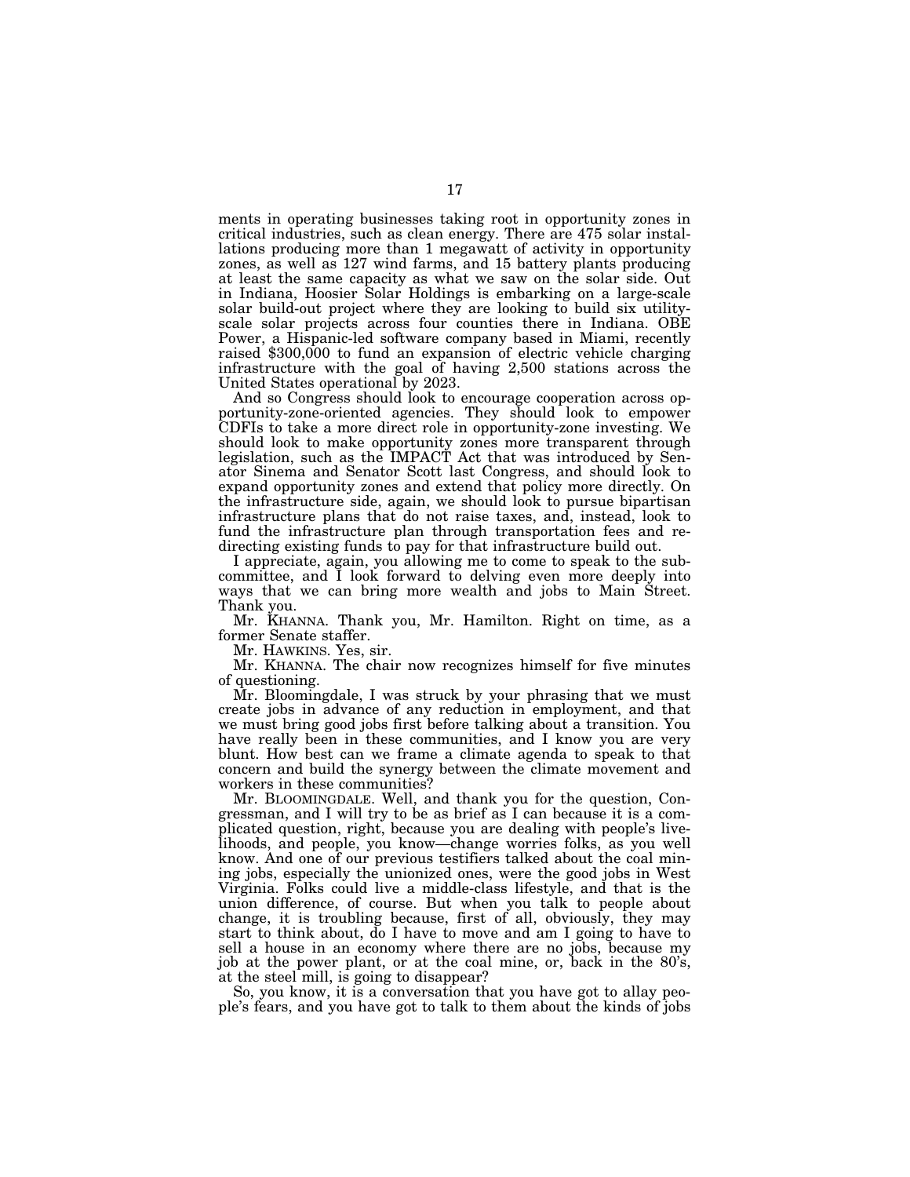ments in operating businesses taking root in opportunity zones in critical industries, such as clean energy. There are 475 solar installations producing more than 1 megawatt of activity in opportunity zones, as well as 127 wind farms, and 15 battery plants producing at least the same capacity as what we saw on the solar side. Out in Indiana, Hoosier Solar Holdings is embarking on a large-scale solar build-out project where they are looking to build six utility-scale solar projects across four counties there in Indiana. OBE Power, a Hispanic-led software company based in Miami, recently raised $300,000 to fund an expansion of electric vehicle charging infrastructure with the goal of having 2,500 stations across the United States operational by 2023.

And so Congress should look to encourage cooperation across opportunity-zone-oriented agencies. They should look to empower CDFIs to take a more direct role in opportunity-zone investing. We should look to make opportunity zones more transparent through legislation, such as the IMPACT Act that was introduced by Senator Sinema and Senator Scott last Congress, and should look to expand opportunity zones and extend that policy more directly. On the infrastructure side, again, we should look to pursue bipartisan infrastructure plans that do not raise taxes, and, instead, look to fund the infrastructure plan through transportation fees and redirecting existing funds to pay for that infrastructure build out.

I appreciate, again, you allowing me to come to speak to the subcommittee, and I look forward to delving even more deeply into ways that we can bring more wealth and jobs to Main Street. Thank you.

Mr. KHANNA. Thank you, Mr. Hamilton. Right on time, as a former Senate staffer.

Mr. HAWKINS. Yes, sir.

Mr. KHANNA. The chair now recognizes himself for five minutes of questioning.

Mr. Bloomingdale, I was struck by your phrasing that we must create jobs in advance of any reduction in employment, and that we must bring good jobs first before talking about a transition. You have really been in these communities, and I know you are very blunt. How best can we frame a climate agenda to speak to that concern and build the synergy between the climate movement and workers in these communities?

Mr. BLOOMINGDALE. Well, and thank you for the question, Congressman, and I will try to be as brief as I can because it is a complicated question, right, because you are dealing with people's livelihoods, and people, you know—change worries folks, as you well know. And one of our previous testifiers talked about the coal mining jobs, especially the unionized ones, were the good jobs in West Virginia. Folks could live a middle-class lifestyle, and that is the union difference, of course. But when you talk to people about change, it is troubling because, first of all, obviously, they may start to think about, do I have to move and am I going to have to sell a house in an economy where there are no jobs, because my job at the power plant, or at the coal mine, or, back in the 80's, at the steel mill, is going to disappear?

So, you know, it is a conversation that you have got to allay people's fears, and you have got to talk to them about the kinds of jobs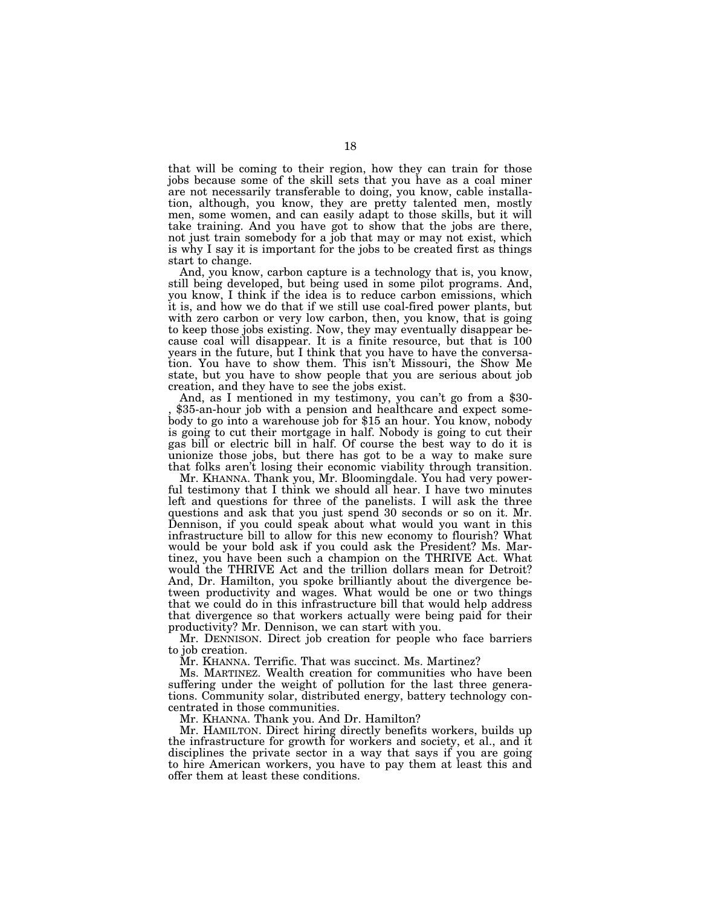that will be coming to their region, how they can train for those jobs because some of the skill sets that you have as a coal miner are not necessarily transferable to doing, you know, cable installation, although, you know, they are pretty talented men, mostly men, some women, and can easily adapt to those skills, but it will take training. And you have got to show that the jobs are there, not just train somebody for a job that may or may not exist, which is why I say it is important for the jobs to be created first as things start to change.

And, you know, carbon capture is a technology that is, you know, still being developed, but being used in some pilot programs. And, you know, I think if the idea is to reduce carbon emissions, which it is, and how we do that if we still use coal-fired power plants, but with zero carbon or very low carbon, then, you know, that is going to keep those jobs existing. Now, they may eventually disappear because coal will disappear. It is a finite resource, but that is 100 years in the future, but I think that you have to have the conversation. You have to show them. This isn't Missouri, the Show Me state, but you have to show people that you are serious about job creation, and they have to see the jobs exist.

And, as I mentioned in my testimony, you can't go from a $30-, $35-an-hour job with a pension and healthcare and expect somebody to go into a warehouse job for $15 an hour. You know, nobody is going to cut their mortgage in half. Nobody is going to cut their gas bill or electric bill in half. Of course the best way to do it is unionize those jobs, but there has got to be a way to make sure that folks aren't losing their economic viability through transition.

Mr. KHANNA. Thank you, Mr. Bloomingdale. You had very powerful testimony that I think we should all hear. I have two minutes left and questions for three of the panelists. I will ask the three questions and ask that you just spend 30 seconds or so on it. Mr. Dennison, if you could speak about what would you want in this infrastructure bill to allow for this new economy to flourish? What would be your bold ask if you could ask the President? Ms. Martinez, you have been such a champion on the THRIVE Act. What would the THRIVE Act and the trillion dollars mean for Detroit? And, Dr. Hamilton, you spoke brilliantly about the divergence between productivity and wages. What would be one or two things that we could do in this infrastructure bill that would help address that divergence so that workers actually were being paid for their productivity? Mr. Dennison, we can start with you.

Mr. DENNISON. Direct job creation for people who face barriers to job creation.

Mr. KHANNA. Terrific. That was succinct. Ms. Martinez?

Ms. MARTINEZ. Wealth creation for communities who have been suffering under the weight of pollution for the last three generations. Community solar, distributed energy, battery technology concentrated in those communities.

Mr. KHANNA. Thank you. And Dr. Hamilton?

Mr. HAMILTON. Direct hiring directly benefits workers, builds up the infrastructure for growth for workers and society, et al., and it disciplines the private sector in a way that says if you are going to hire American workers, you have to pay them at least this and offer them at least these conditions.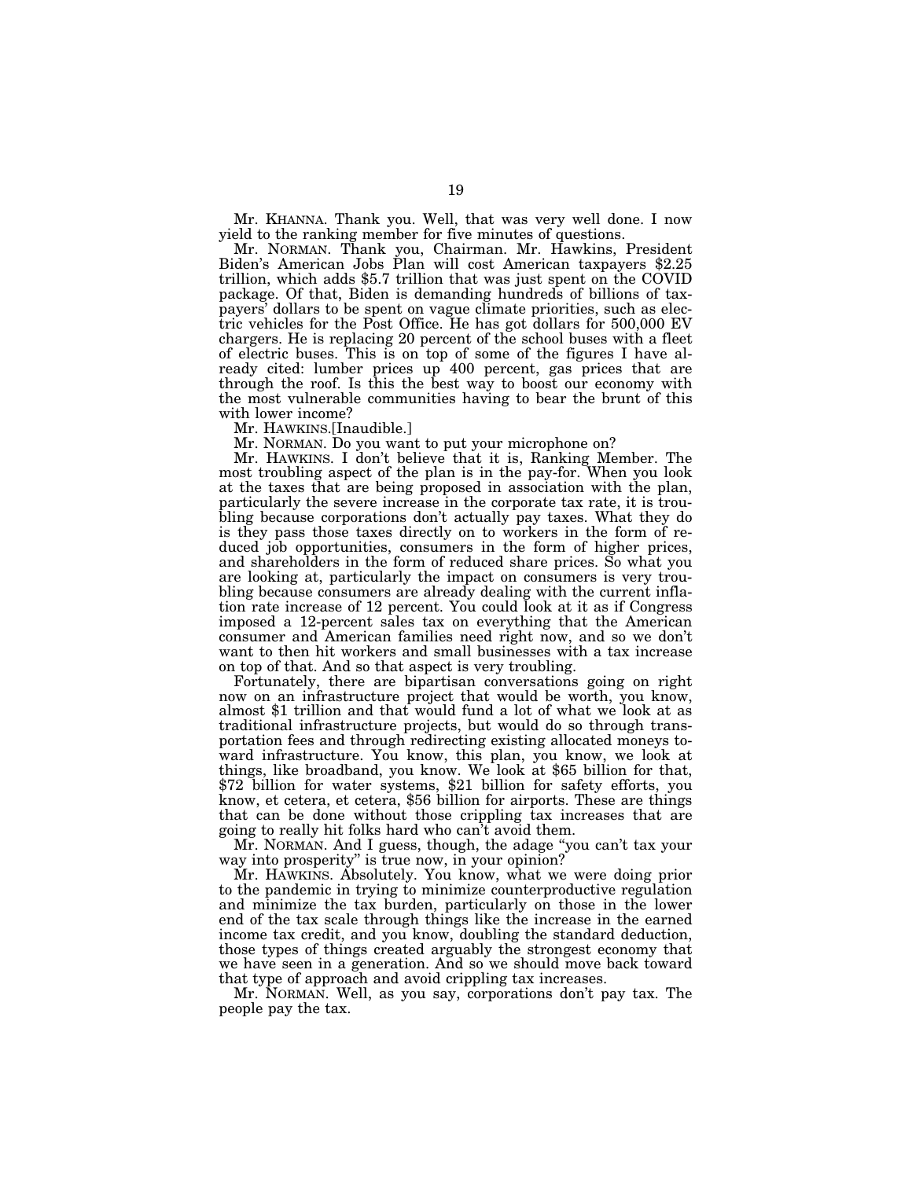Mr. KHANNA. Thank you. Well, that was very well done. I now yield to the ranking member for five minutes of questions.

Mr. NORMAN. Thank you, Chairman. Mr. Hawkins, President Biden's American Jobs Plan will cost American taxpayers $2.25 trillion, which adds $5.7 trillion that was just spent on the COVID package. Of that, Biden is demanding hundreds of billions of taxpayers' dollars to be spent on vague climate priorities, such as electric vehicles for the Post Office. He has got dollars for 500,000 EV chargers. He is replacing 20 percent of the school buses with a fleet of electric buses. This is on top of some of the figures I have already cited: lumber prices up 400 percent, gas prices that are through the roof. Is this the best way to boost our economy with the most vulnerable communities having to bear the brunt of this with lower income?

Mr. HAWKINS.[Inaudible.]

Mr. NORMAN. Do you want to put your microphone on?

Mr. HAWKINS. I don't believe that it is, Ranking Member. The most troubling aspect of the plan is in the pay-for. When you look at the taxes that are being proposed in association with the plan, particularly the severe increase in the corporate tax rate, it is troubling because corporations don't actually pay taxes. What they do is they pass those taxes directly on to workers in the form of reduced job opportunities, consumers in the form of higher prices, and shareholders in the form of reduced share prices. So what you are looking at, particularly the impact on consumers is very troubling because consumers are already dealing with the current inflation rate increase of 12 percent. You could look at it as if Congress imposed a 12-percent sales tax on everything that the American consumer and American families need right now, and so we don't want to then hit workers and small businesses with a tax increase on top of that. And so that aspect is very troubling.

Fortunately, there are bipartisan conversations going on right now on an infrastructure project that would be worth, you know, almost $1 trillion and that would fund a lot of what we look at as traditional infrastructure projects, but would do so through transportation fees and through redirecting existing allocated moneys toward infrastructure. You know, this plan, you know, we look at things, like broadband, you know. We look at $65 billion for that, $72 billion for water systems, $21 billion for safety efforts, you know, et cetera, et cetera, $56 billion for airports. These are things that can be done without those crippling tax increases that are going to really hit folks hard who can't avoid them.

Mr. NORMAN. And I guess, though, the adage "you can't tax your way into prosperity" is true now, in your opinion?

Mr. HAWKINS. Absolutely. You know, what we were doing prior to the pandemic in trying to minimize counterproductive regulation and minimize the tax burden, particularly on those in the lower end of the tax scale through things like the increase in the earned income tax credit, and you know, doubling the standard deduction, those types of things created arguably the strongest economy that we have seen in a generation. And so we should move back toward that type of approach and avoid crippling tax increases.

Mr. NORMAN. Well, as you say, corporations don't pay tax. The people pay the tax.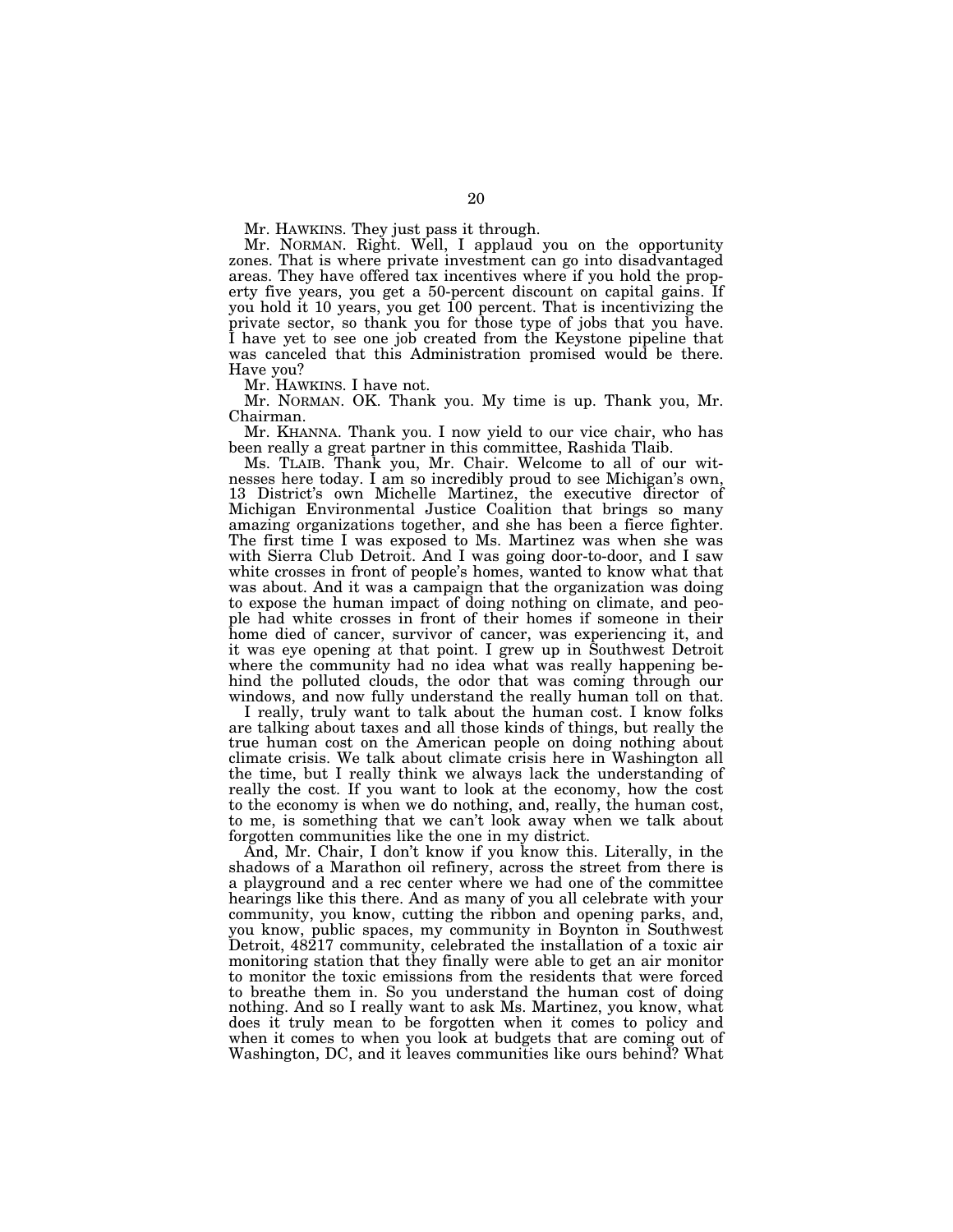Mr. HAWKINS. They just pass it through.

Mr. NORMAN. Right. Well, I applaud you on the opportunity zones. That is where private investment can go into disadvantaged areas. They have offered tax incentives where if you hold the property five years, you get a 50-percent discount on capital gains. If you hold it 10 years, you get 100 percent. That is incentivizing the private sector, so thank you for those type of jobs that you have. I have yet to see one job created from the Keystone pipeline that was canceled that this Administration promised would be there. Have you?

Mr. HAWKINS. I have not.

Mr. NORMAN. OK. Thank you. My time is up. Thank you, Mr. Chairman.

Mr. KHANNA. Thank you. I now yield to our vice chair, who has been really a great partner in this committee, Rashida Tlaib.

Ms. TLAIB. Thank you, Mr. Chair. Welcome to all of our witnesses here today. I am so incredibly proud to see Michigan's own, 13 District's own Michelle Martinez, the executive director of Michigan Environmental Justice Coalition that brings so many amazing organizations together, and she has been a fierce fighter. The first time I was exposed to Ms. Martinez was when she was with Sierra Club Detroit. And I was going door-to-door, and I saw white crosses in front of people's homes, wanted to know what that was about. And it was a campaign that the organization was doing to expose the human impact of doing nothing on climate, and people had white crosses in front of their homes if someone in their home died of cancer, survivor of cancer, was experiencing it, and it was eye opening at that point. I grew up in Southwest Detroit where the community had no idea what was really happening behind the polluted clouds, the odor that was coming through our windows, and now fully understand the really human toll on that.

I really, truly want to talk about the human cost. I know folks are talking about taxes and all those kinds of things, but really the true human cost on the American people on doing nothing about climate crisis. We talk about climate crisis here in Washington all the time, but I really think we always lack the understanding of really the cost. If you want to look at the economy, how the cost to the economy is when we do nothing, and, really, the human cost, to me, is something that we can't look away when we talk about forgotten communities like the one in my district.

And, Mr. Chair, I don't know if you know this. Literally, in the shadows of a Marathon oil refinery, across the street from there is a playground and a rec center where we had one of the committee hearings like this there. And as many of you all celebrate with your community, you know, cutting the ribbon and opening parks, and, you know, public spaces, my community in Boynton in Southwest Detroit, 48217 community, celebrated the installation of a toxic air monitoring station that they finally were able to get an air monitor to monitor the toxic emissions from the residents that were forced to breathe them in. So you understand the human cost of doing nothing. And so I really want to ask Ms. Martinez, you know, what does it truly mean to be forgotten when it comes to policy and when it comes to when you look at budgets that are coming out of Washington, DC, and it leaves communities like ours behind? What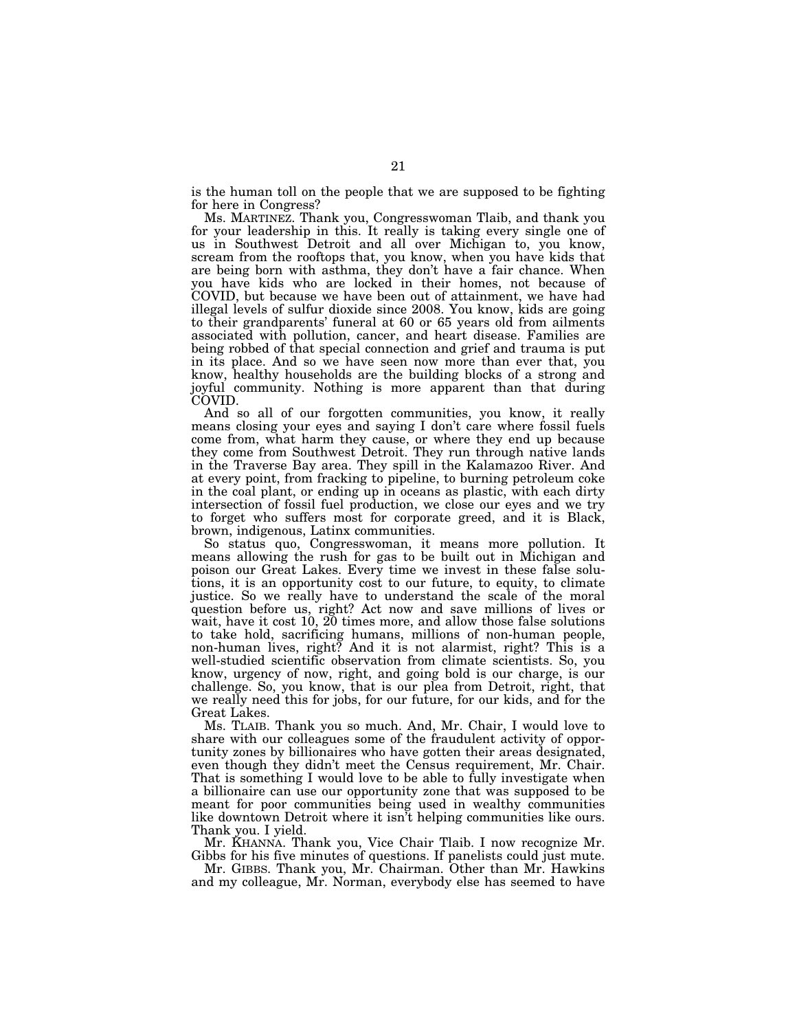is the human toll on the people that we are supposed to be fighting for here in Congress?

Ms. MARTINEZ. Thank you, Congresswoman Tlaib, and thank you for your leadership in this. It really is taking every single one of us in Southwest Detroit and all over Michigan to, you know, scream from the rooftops that, you know, when you have kids that are being born with asthma, they don't have a fair chance. When you have kids who are locked in their homes, not because of COVID, but because we have been out of attainment, we have had illegal levels of sulfur dioxide since 2008. You know, kids are going to their grandparents' funeral at 60 or 65 years old from ailments associated with pollution, cancer, and heart disease. Families are being robbed of that special connection and grief and trauma is put in its place. And so we have seen now more than ever that, you know, healthy households are the building blocks of a strong and joyful community. Nothing is more apparent than that during COVID.

And so all of our forgotten communities, you know, it really means closing your eyes and saying I don't care where fossil fuels come from, what harm they cause, or where they end up because they come from Southwest Detroit. They run through native lands in the Traverse Bay area. They spill in the Kalamazoo River. And at every point, from fracking to pipeline, to burning petroleum coke in the coal plant, or ending up in oceans as plastic, with each dirty intersection of fossil fuel production, we close our eyes and we try to forget who suffers most for corporate greed, and it is Black, brown, indigenous, Latinx communities.

So status quo, Congresswoman, it means more pollution. It means allowing the rush for gas to be built out in Michigan and poison our Great Lakes. Every time we invest in these false solutions, it is an opportunity cost to our future, to equity, to climate justice. So we really have to understand the scale of the moral question before us, right? Act now and save millions of lives or wait, have it cost 10, 20 times more, and allow those false solutions to take hold, sacrificing humans, millions of non-human people, non-human lives, right? And it is not alarmist, right? This is a well-studied scientific observation from climate scientists. So, you know, urgency of now, right, and going bold is our charge, is our challenge. So, you know, that is our plea from Detroit, right, that we really need this for jobs, for our future, for our kids, and for the Great Lakes.

Ms. TLAIB. Thank you so much. And, Mr. Chair, I would love to share with our colleagues some of the fraudulent activity of opportunity zones by billionaires who have gotten their areas designated, even though they didn't meet the Census requirement, Mr. Chair. That is something I would love to be able to fully investigate when a billionaire can use our opportunity zone that was supposed to be meant for poor communities being used in wealthy communities like downtown Detroit where it isn't helping communities like ours. Thank you. I yield.

Mr. KHANNA. Thank you, Vice Chair Tlaib. I now recognize Mr. Gibbs for his five minutes of questions. If panelists could just mute.

Mr. GIBBS. Thank you, Mr. Chairman. Other than Mr. Hawkins and my colleague, Mr. Norman, everybody else has seemed to have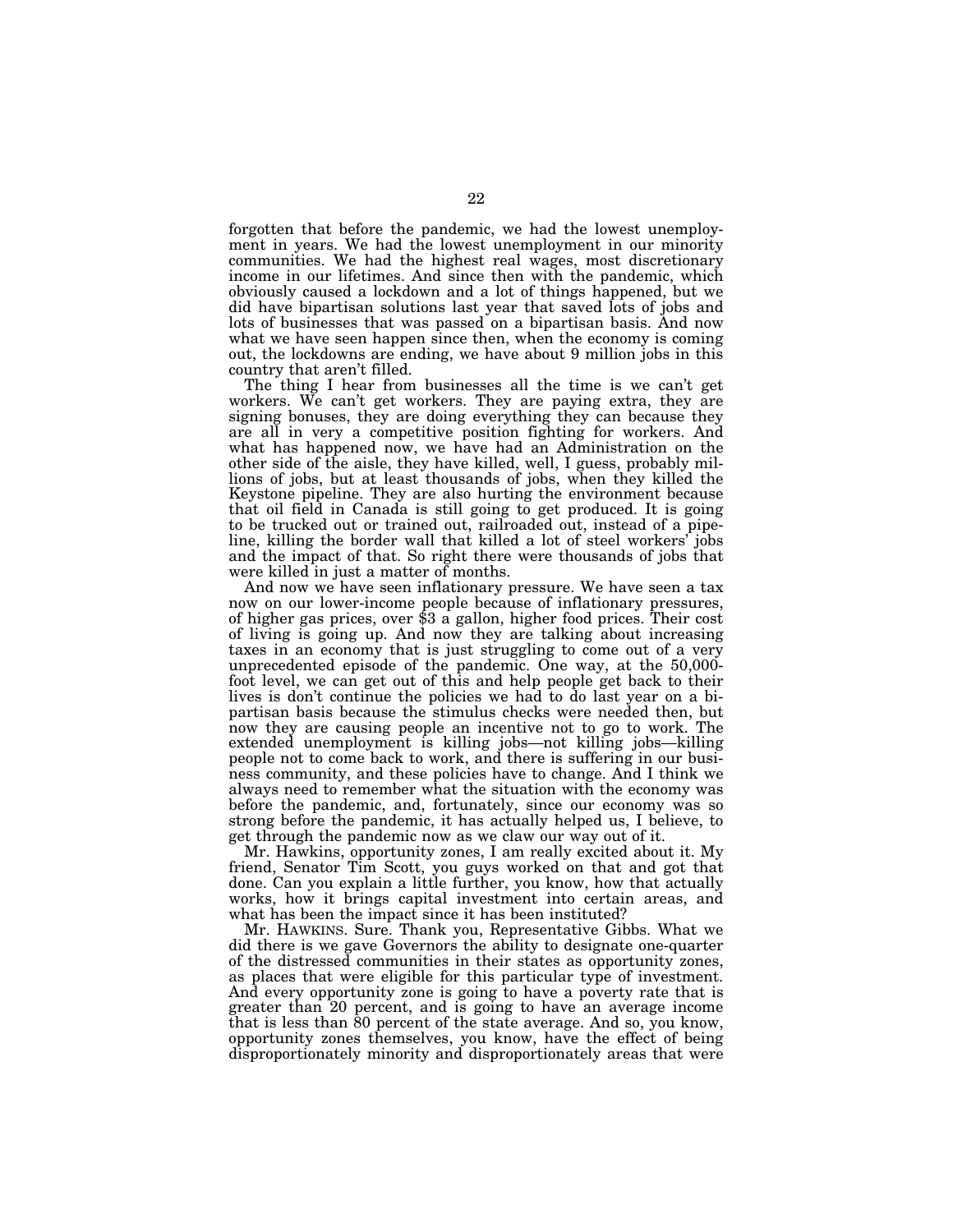forgotten that before the pandemic, we had the lowest unemployment in years. We had the lowest unemployment in our minority communities. We had the highest real wages, most discretionary income in our lifetimes. And since then with the pandemic, which obviously caused a lockdown and a lot of things happened, but we did have bipartisan solutions last year that saved lots of jobs and lots of businesses that was passed on a bipartisan basis. And now what we have seen happen since then, when the economy is coming out, the lockdowns are ending, we have about 9 million jobs in this country that aren't filled.

The thing I hear from businesses all the time is we can't get workers. We can't get workers. They are paying extra, they are signing bonuses, they are doing everything they can because they are all in very a competitive position fighting for workers. And what has happened now, we have had an Administration on the other side of the aisle, they have killed, well, I guess, probably millions of jobs, but at least thousands of jobs, when they killed the Keystone pipeline. They are also hurting the environment because that oil field in Canada is still going to get produced. It is going to be trucked out or trained out, railroaded out, instead of a pipeline, killing the border wall that killed a lot of steel workers' jobs and the impact of that. So right there were thousands of jobs that were killed in just a matter of months.

And now we have seen inflationary pressure. We have seen a tax now on our lower-income people because of inflationary pressures, of higher gas prices, over $3 a gallon, higher food prices. Their cost of living is going up. And now they are talking about increasing taxes in an economy that is just struggling to come out of a very unprecedented episode of the pandemic. One way, at the 50,000-foot level, we can get out of this and help people get back to their lives is don't continue the policies we had to do last year on a bipartisan basis because the stimulus checks were needed then, but now they are causing people an incentive not to go to work. The extended unemployment is killing jobs—not killing jobs—killing people not to come back to work, and there is suffering in our business community, and these policies have to change. And I think we always need to remember what the situation with the economy was before the pandemic, and, fortunately, since our economy was so strong before the pandemic, it has actually helped us, I believe, to get through the pandemic now as we claw our way out of it.

Mr. Hawkins, opportunity zones, I am really excited about it. My friend, Senator Tim Scott, you guys worked on that and got that done. Can you explain a little further, you know, how that actually works, how it brings capital investment into certain areas, and what has been the impact since it has been instituted?

Mr. HAWKINS. Sure. Thank you, Representative Gibbs. What we did there is we gave Governors the ability to designate one-quarter of the distressed communities in their states as opportunity zones, as places that were eligible for this particular type of investment. And every opportunity zone is going to have a poverty rate that is greater than 20 percent, and is going to have an average income that is less than 80 percent of the state average. And so, you know, opportunity zones themselves, you know, have the effect of being disproportionately minority and disproportionately areas that were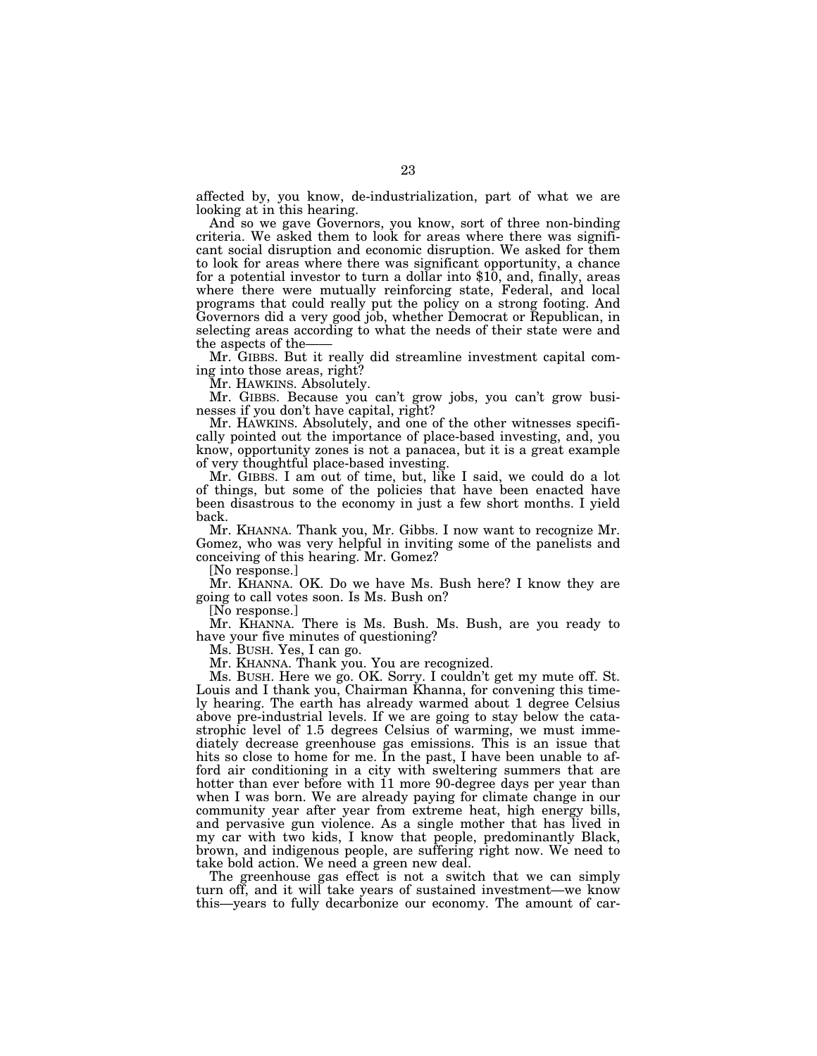affected by, you know, de-industrialization, part of what we are looking at in this hearing.

And so we gave Governors, you know, sort of three non-binding criteria. We asked them to look for areas where there was significant social disruption and economic disruption. We asked for them to look for areas where there was significant opportunity, a chance for a potential investor to turn a dollar into $10, and, finally, areas where there were mutually reinforcing state, Federal, and local programs that could really put the policy on a strong footing. And Governors did a very good job, whether Democrat or Republican, in selecting areas according to what the needs of their state were and the aspects of the——

Mr. GIBBS. But it really did streamline investment capital coming into those areas, right?

Mr. HAWKINS. Absolutely.

Mr. GIBBS. Because you can't grow jobs, you can't grow businesses if you don't have capital, right?

Mr. HAWKINS. Absolutely, and one of the other witnesses specifically pointed out the importance of place-based investing, and, you know, opportunity zones is not a panacea, but it is a great example of very thoughtful place-based investing.

Mr. GIBBS. I am out of time, but, like I said, we could do a lot of things, but some of the policies that have been enacted have been disastrous to the economy in just a few short months. I yield back.

Mr. KHANNA. Thank you, Mr. Gibbs. I now want to recognize Mr. Gomez, who was very helpful in inviting some of the panelists and conceiving of this hearing. Mr. Gomez?

[No response.]

Mr. KHANNA. OK. Do we have Ms. Bush here? I know they are going to call votes soon. Is Ms. Bush on?

[No response.]

Mr. KHANNA. There is Ms. Bush. Ms. Bush, are you ready to have your five minutes of questioning?

Ms. BUSH. Yes, I can go.

Mr. KHANNA. Thank you. You are recognized.

Ms. BUSH. Here we go. OK. Sorry. I couldn't get my mute off. St. Louis and I thank you, Chairman Khanna, for convening this timely hearing. The earth has already warmed about 1 degree Celsius above pre-industrial levels. If we are going to stay below the catastrophic level of 1.5 degrees Celsius of warming, we must immediately decrease greenhouse gas emissions. This is an issue that hits so close to home for me. In the past, I have been unable to afford air conditioning in a city with sweltering summers that are hotter than ever before with 11 more 90-degree days per year than when I was born. We are already paying for climate change in our community year after year from extreme heat, high energy bills, and pervasive gun violence. As a single mother that has lived in my car with two kids, I know that people, predominantly Black, brown, and indigenous people, are suffering right now. We need to take bold action. We need a green new deal.

The greenhouse gas effect is not a switch that we can simply turn off, and it will take years of sustained investment—we know this—years to fully decarbonize our economy. The amount of car-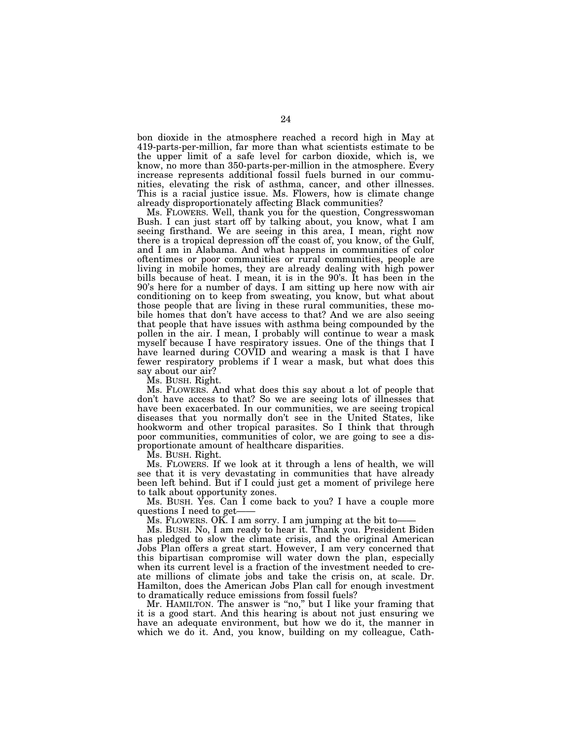bon dioxide in the atmosphere reached a record high in May at 419-parts-per-million, far more than what scientists estimate to be the upper limit of a safe level for carbon dioxide, which is, we know, no more than 350-parts-per-million in the atmosphere. Every increase represents additional fossil fuels burned in our communities, elevating the risk of asthma, cancer, and other illnesses. This is a racial justice issue. Ms. Flowers, how is climate change already disproportionately affecting Black communities?

Ms. FLOWERS. Well, thank you for the question, Congresswoman Bush. I can just start off by talking about, you know, what I am seeing firsthand. We are seeing in this area, I mean, right now there is a tropical depression off the coast of, you know, of the Gulf, and I am in Alabama. And what happens in communities of color oftentimes or poor communities or rural communities, people are living in mobile homes, they are already dealing with high power bills because of heat. I mean, it is in the 90's. It has been in the 90's here for a number of days. I am sitting up here now with air conditioning on to keep from sweating, you know, but what about those people that are living in these rural communities, these mobile homes that don't have access to that? And we are also seeing that people that have issues with asthma being compounded by the pollen in the air. I mean, I probably will continue to wear a mask myself because I have respiratory issues. One of the things that I have learned during COVID and wearing a mask is that I have fewer respiratory problems if I wear a mask, but what does this say about our air?

Ms. BUSH. Right.

Ms. FLOWERS. And what does this say about a lot of people that don't have access to that? So we are seeing lots of illnesses that have been exacerbated. In our communities, we are seeing tropical diseases that you normally don't see in the United States, like hookworm and other tropical parasites. So I think that through poor communities, communities of color, we are going to see a disproportionate amount of healthcare disparities.

Ms. BUSH. Right.

Ms. FLOWERS. If we look at it through a lens of health, we will see that it is very devastating in communities that have already been left behind. But if I could just get a moment of privilege here to talk about opportunity zones.

Ms. BUSH. Yes. Can I come back to you? I have a couple more questions I need to get——

Ms. FLOWERS. OK. I am sorry. I am jumping at the bit to——

Ms. BUSH. No, I am ready to hear it. Thank you. President Biden has pledged to slow the climate crisis, and the original American Jobs Plan offers a great start. However, I am very concerned that this bipartisan compromise will water down the plan, especially when its current level is a fraction of the investment needed to create millions of climate jobs and take the crisis on, at scale. Dr. Hamilton, does the American Jobs Plan call for enough investment to dramatically reduce emissions from fossil fuels?

Mr. HAMILTON. The answer is "no," but I like your framing that it is a good start. And this hearing is about not just ensuring we have an adequate environment, but how we do it, the manner in which we do it. And, you know, building on my colleague, Cath-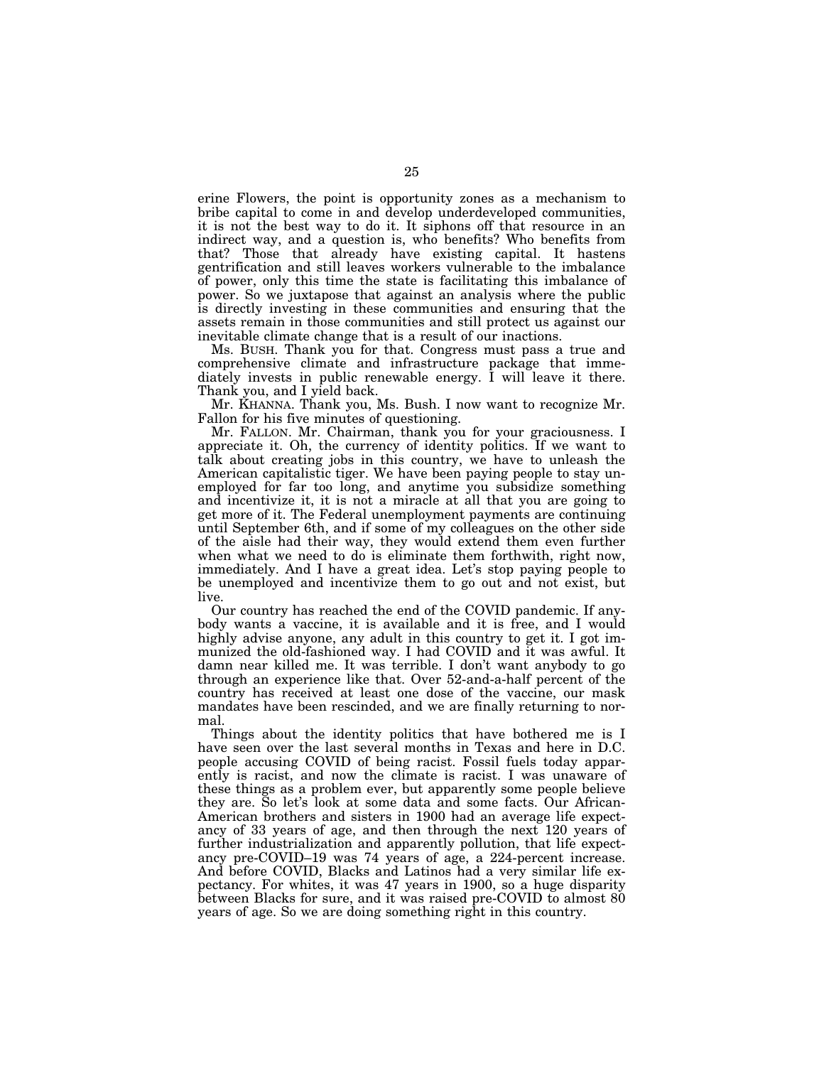erine Flowers, the point is opportunity zones as a mechanism to bribe capital to come in and develop underdeveloped communities, it is not the best way to do it. It siphons off that resource in an indirect way, and a question is, who benefits? Who benefits from that? Those that already have existing capital. It hastens gentrification and still leaves workers vulnerable to the imbalance of power, only this time the state is facilitating this imbalance of power. So we juxtapose that against an analysis where the public is directly investing in these communities and ensuring that the assets remain in those communities and still protect us against our inevitable climate change that is a result of our inactions.

Ms. BUSH. Thank you for that. Congress must pass a true and comprehensive climate and infrastructure package that immediately invests in public renewable energy. I will leave it there. Thank you, and I yield back.

Mr. KHANNA. Thank you, Ms. Bush. I now want to recognize Mr. Fallon for his five minutes of questioning.

Mr. FALLON. Mr. Chairman, thank you for your graciousness. I appreciate it. Oh, the currency of identity politics. If we want to talk about creating jobs in this country, we have to unleash the American capitalistic tiger. We have been paying people to stay unemployed for far too long, and anytime you subsidize something and incentivize it, it is not a miracle at all that you are going to get more of it. The Federal unemployment payments are continuing until September 6th, and if some of my colleagues on the other side of the aisle had their way, they would extend them even further when what we need to do is eliminate them forthwith, right now, immediately. And I have a great idea. Let's stop paying people to be unemployed and incentivize them to go out and not exist, but live.

Our country has reached the end of the COVID pandemic. If anybody wants a vaccine, it is available and it is free, and I would highly advise anyone, any adult in this country to get it. I got immunized the old-fashioned way. I had COVID and it was awful. It damn near killed me. It was terrible. I don't want anybody to go through an experience like that. Over 52-and-a-half percent of the country has received at least one dose of the vaccine, our mask mandates have been rescinded, and we are finally returning to normal.

Things about the identity politics that have bothered me is I have seen over the last several months in Texas and here in D.C. people accusing COVID of being racist. Fossil fuels today apparently is racist, and now the climate is racist. I was unaware of these things as a problem ever, but apparently some people believe they are. So let's look at some data and some facts. Our African-American brothers and sisters in 1900 had an average life expectancy of 33 years of age, and then through the next 120 years of further industrialization and apparently pollution, that life expectancy pre-COVID–19 was 74 years of age, a 224-percent increase. And before COVID, Blacks and Latinos had a very similar life expectancy. For whites, it was 47 years in 1900, so a huge disparity between Blacks for sure, and it was raised pre-COVID to almost 80 years of age. So we are doing something right in this country.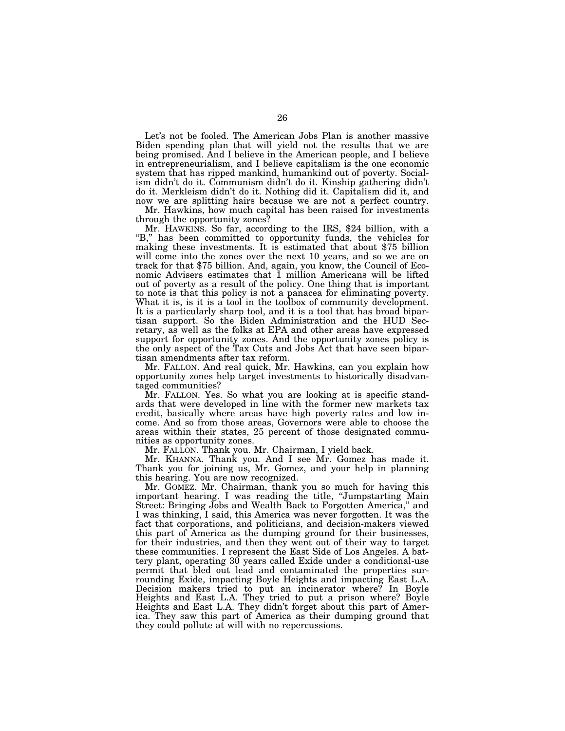Let's not be fooled. The American Jobs Plan is another massive Biden spending plan that will yield not the results that we are being promised. And I believe in the American people, and I believe in entrepreneurialism, and I believe capitalism is the one economic system that has ripped mankind, humankind out of poverty. Socialism didn't do it. Communism didn't do it. Kinship gathering didn't do it. Merkleism didn't do it. Nothing did it. Capitalism did it, and now we are splitting hairs because we are not a perfect country.

Mr. Hawkins, how much capital has been raised for investments through the opportunity zones?

Mr. HAWKINS. So far, according to the IRS, $24 billion, with a "B," has been committed to opportunity funds, the vehicles for making these investments. It is estimated that about $75 billion will come into the zones over the next 10 years, and so we are on track for that $75 billion. And, again, you know, the Council of Economic Advisers estimates that 1 million Americans will be lifted out of poverty as a result of the policy. One thing that is important to note is that this policy is not a panacea for eliminating poverty. What it is, is it is a tool in the toolbox of community development. It is a particularly sharp tool, and it is a tool that has broad bipartisan support. So the Biden Administration and the HUD Secretary, as well as the folks at EPA and other areas have expressed support for opportunity zones. And the opportunity zones policy is the only aspect of the Tax Cuts and Jobs Act that have seen bipartisan amendments after tax reform.

Mr. FALLON. And real quick, Mr. Hawkins, can you explain how opportunity zones help target investments to historically disadvantaged communities?

Mr. FALLON. Yes. So what you are looking at is specific standards that were developed in line with the former new markets tax credit, basically where areas have high poverty rates and low income. And so from those areas, Governors were able to choose the areas within their states, 25 percent of those designated communities as opportunity zones.

Mr. FALLON. Thank you. Mr. Chairman, I yield back.

Mr. KHANNA. Thank you. And I see Mr. Gomez has made it. Thank you for joining us, Mr. Gomez, and your help in planning this hearing. You are now recognized.

Mr. GOMEZ. Mr. Chairman, thank you so much for having this important hearing. I was reading the title, "Jumpstarting Main Street: Bringing Jobs and Wealth Back to Forgotten America," and I was thinking, I said, this America was never forgotten. It was the fact that corporations, and politicians, and decision-makers viewed this part of America as the dumping ground for their businesses, for their industries, and then they went out of their way to target these communities. I represent the East Side of Los Angeles. A battery plant, operating 30 years called Exide under a conditional-use permit that bled out lead and contaminated the properties surrounding Exide, impacting Boyle Heights and impacting East L.A. Decision makers tried to put an incinerator where? In Boyle Heights and East L.A. They tried to put a prison where? Boyle Heights and East L.A. They didn't forget about this part of America. They saw this part of America as their dumping ground that they could pollute at will with no repercussions.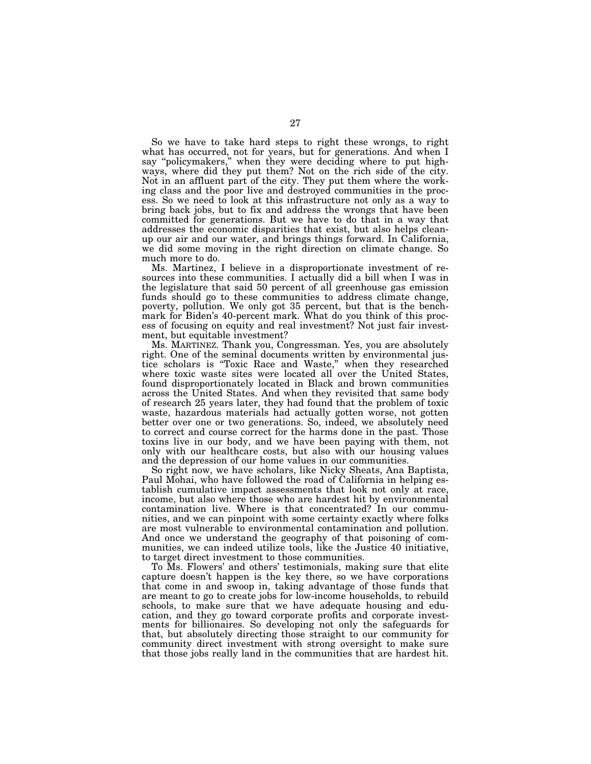So we have to take hard steps to right these wrongs, to right what has occurred, not for years, but for generations. And when I say "policymakers," when they were deciding where to put highways, where did they put them? Not on the rich side of the city. Not in an affluent part of the city. They put them where the working class and the poor live and destroyed communities in the process. So we need to look at this infrastructure not only as a way to bring back jobs, but to fix and address the wrongs that have been committed for generations. But we have to do that in a way that addresses the economic disparities that exist, but also helps cleanup our air and our water, and brings things forward. In California, we did some moving in the right direction on climate change. So much more to do.

Ms. Martinez, I believe in a disproportionate investment of resources into these communities. I actually did a bill when I was in the legislature that said 50 percent of all greenhouse gas emission funds should go to these communities to address climate change, poverty, pollution. We only got 35 percent, but that is the benchmark for Biden's 40-percent mark. What do you think of this process of focusing on equity and real investment? Not just fair investment, but equitable investment?

Ms. MARTINEZ. Thank you, Congressman. Yes, you are absolutely right. One of the seminal documents written by environmental justice scholars is "Toxic Race and Waste," when they researched where toxic waste sites were located all over the United States, found disproportionately located in Black and brown communities across the United States. And when they revisited that same body of research 25 years later, they had found that the problem of toxic waste, hazardous materials had actually gotten worse, not gotten better over one or two generations. So, indeed, we absolutely need to correct and course correct for the harms done in the past. Those toxins live in our body, and we have been paying with them, not only with our healthcare costs, but also with our housing values and the depression of our home values in our communities.

So right now, we have scholars, like Nicky Sheats, Ana Baptista, Paul Mohai, who have followed the road of California in helping establish cumulative impact assessments that look not only at race, income, but also where those who are hardest hit by environmental contamination live. Where is that concentrated? In our communities, and we can pinpoint with some certainty exactly where folks are most vulnerable to environmental contamination and pollution. And once we understand the geography of that poisoning of communities, we can indeed utilize tools, like the Justice 40 initiative, to target direct investment to those communities.

To Ms. Flowers' and others' testimonials, making sure that elite capture doesn't happen is the key there, so we have corporations that come in and swoop in, taking advantage of those funds that are meant to go to create jobs for low-income households, to rebuild schools, to make sure that we have adequate housing and education, and they go toward corporate profits and corporate investments for billionaires. So developing not only the safeguards for that, but absolutely directing those straight to our community for community direct investment with strong oversight to make sure that those jobs really land in the communities that are hardest hit.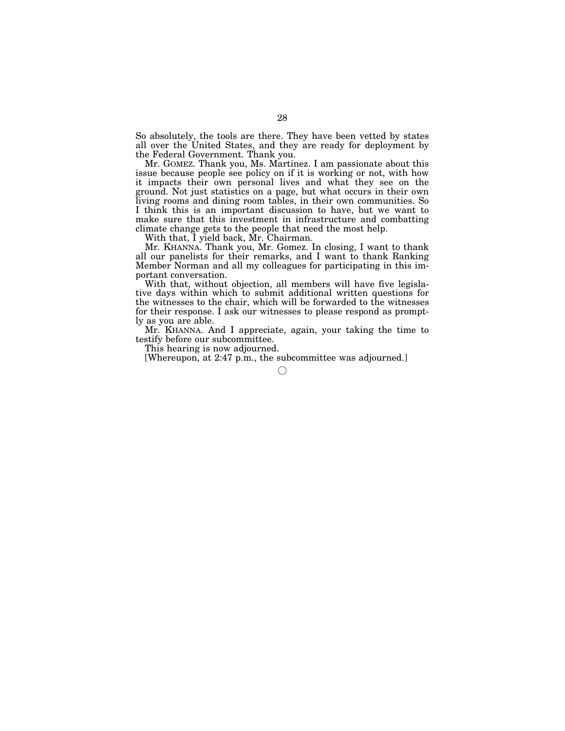So absolutely, the tools are there. They have been vetted by states all over the United States, and they are ready for deployment by the Federal Government. Thank you.

Mr. GOMEZ. Thank you, Ms. Martinez. I am passionate about this issue because people see policy on if it is working or not, with how it impacts their own personal lives and what they see on the ground. Not just statistics on a page, but what occurs in their own living rooms and dining room tables, in their own communities. So I think this is an important discussion to have, but we want to make sure that this investment in infrastructure and combatting climate change gets to the people that need the most help.

With that, I yield back, Mr. Chairman.

Mr. KHANNA. Thank you, Mr. Gomez. In closing, I want to thank all our panelists for their remarks, and I want to thank Ranking Member Norman and all my colleagues for participating in this important conversation.

With that, without objection, all members will have five legislative days within which to submit additional written questions for the witnesses to the chair, which will be forwarded to the witnesses for their response. I ask our witnesses to please respond as promptly as you are able.

Mr. KHANNA. And I appreciate, again, your taking the time to testify before our subcommittee.

This hearing is now adjourned.

[Whereupon, at 2:47 p.m., the subcommittee was adjourned.]

○